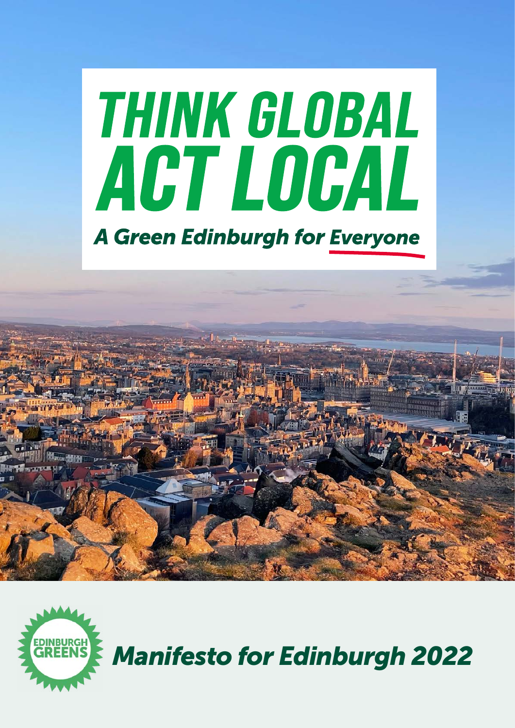# THINK GLOBAL ACT LOCAL

*A Green Edinburgh for Everyone*

EDINBURGH GREENS

*Manifesto for Edinburgh 2022*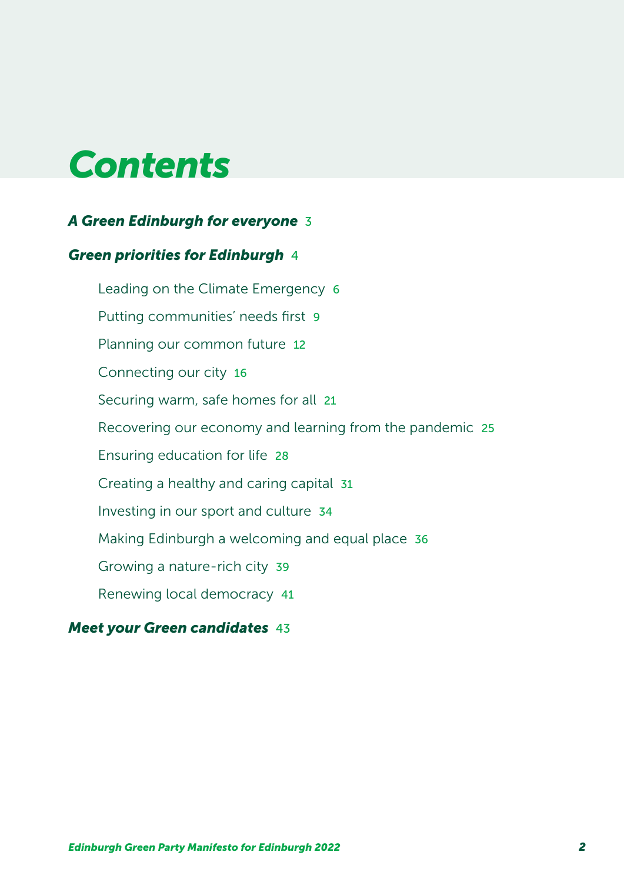# Contents

***A Green Edinburgh for everyone*** 3

***Green priorities for Edinburgh*** 4

- Leading on the Climate Emergency 6
- Putting communities' needs first 9
- Planning our common future 12
- Connecting our city 16
- Securing warm, safe homes for all 21
- Recovering our economy and learning from the pandemic 25
- Ensuring education for life 28
- Creating a healthy and caring capital 31
- Investing in our sport and culture 34
- Making Edinburgh a welcoming and equal place 36
- Growing a nature-rich city 39
- Renewing local democracy 41

***Meet your Green candidates*** 43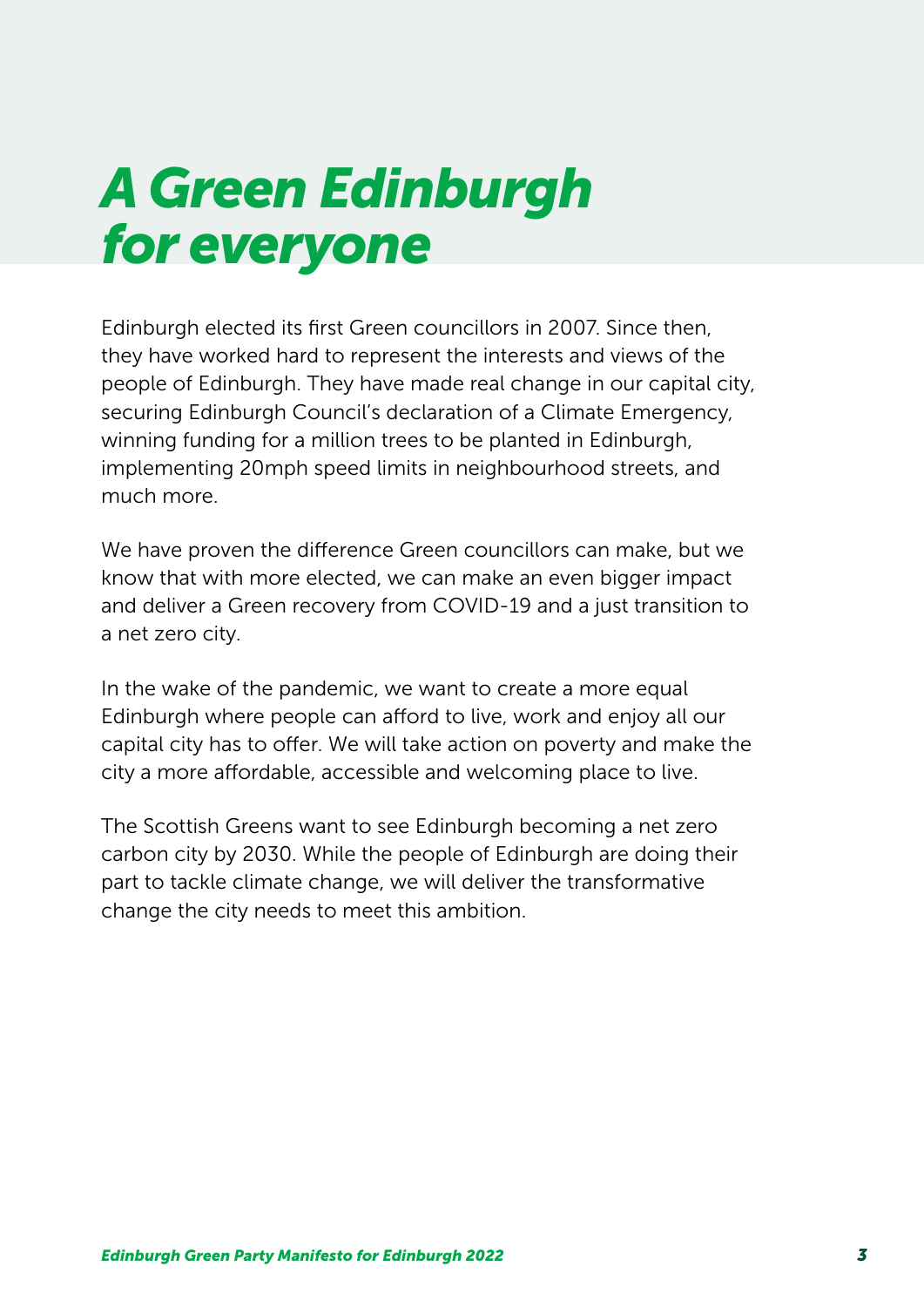# *A Green Edinburgh for everyone*

Edinburgh elected its first Green councillors in 2007. Since then, they have worked hard to represent the interests and views of the people of Edinburgh. They have made real change in our capital city, securing Edinburgh Council's declaration of a Climate Emergency, winning funding for a million trees to be planted in Edinburgh, implementing 20mph speed limits in neighbourhood streets, and much more.

We have proven the difference Green councillors can make, but we know that with more elected, we can make an even bigger impact and deliver a Green recovery from COVID-19 and a just transition to a net zero city.

In the wake of the pandemic, we want to create a more equal Edinburgh where people can afford to live, work and enjoy all our capital city has to offer. We will take action on poverty and make the city a more affordable, accessible and welcoming place to live.

The Scottish Greens want to see Edinburgh becoming a net zero carbon city by 2030. While the people of Edinburgh are doing their part to tackle climate change, we will deliver the transformative change the city needs to meet this ambition.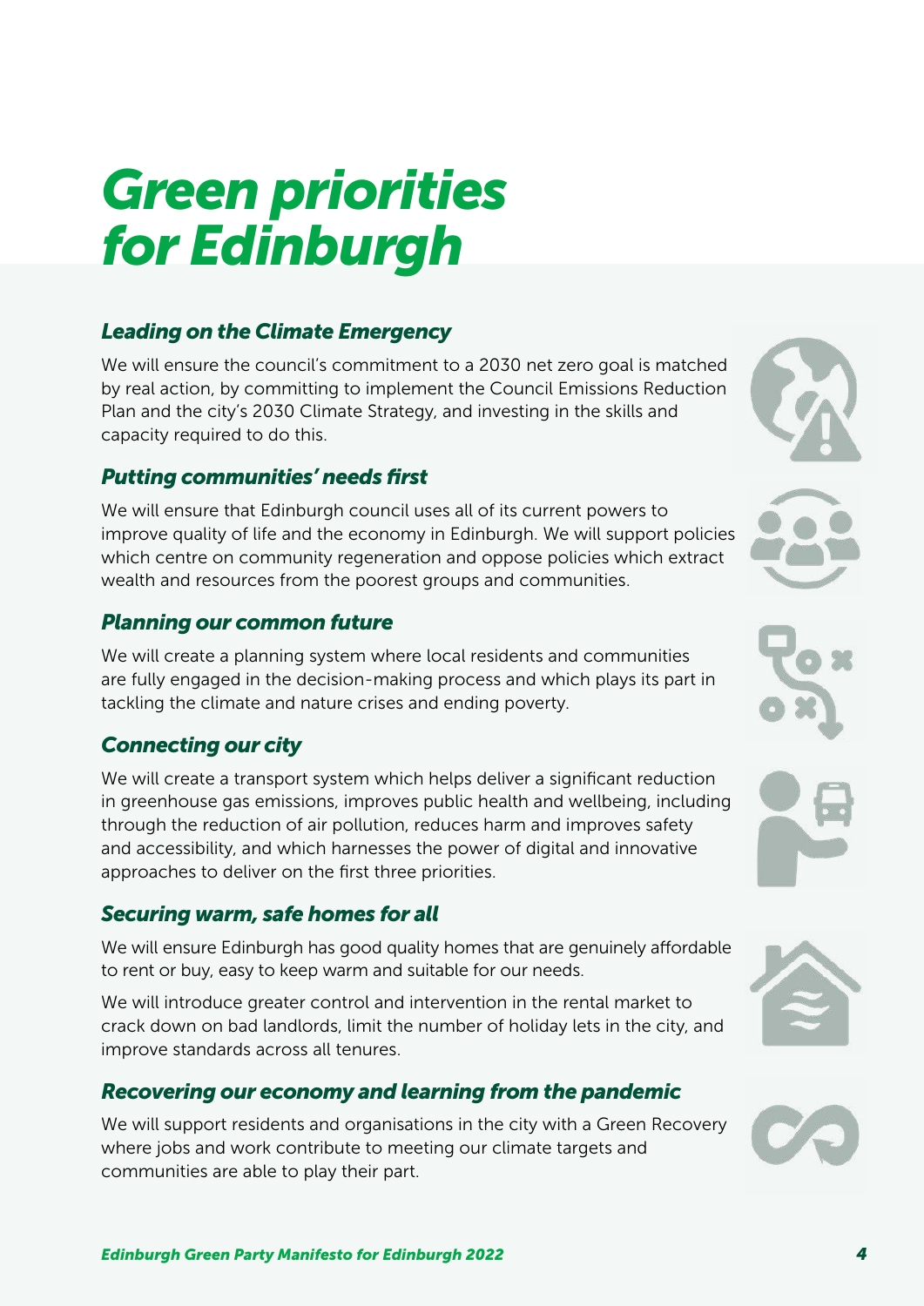# Green priorities for Edinburgh

### Leading on the Climate Emergency

We will ensure the council's commitment to a 2030 net zero goal is matched by real action, by committing to implement the Council Emissions Reduction Plan and the city's 2030 Climate Strategy, and investing in the skills and capacity required to do this.

### Putting communities' needs first

We will ensure that Edinburgh council uses all of its current powers to improve quality of life and the economy in Edinburgh. We will support policies which centre on community regeneration and oppose policies which extract wealth and resources from the poorest groups and communities.

### Planning our common future

We will create a planning system where local residents and communities are fully engaged in the decision-making process and which plays its part in tackling the climate and nature crises and ending poverty.

### Connecting our city

We will create a transport system which helps deliver a significant reduction in greenhouse gas emissions, improves public health and wellbeing, including through the reduction of air pollution, reduces harm and improves safety and accessibility, and which harnesses the power of digital and innovative approaches to deliver on the first three priorities.

### Securing warm, safe homes for all

We will ensure Edinburgh has good quality homes that are genuinely affordable to rent or buy, easy to keep warm and suitable for our needs.

We will introduce greater control and intervention in the rental market to crack down on bad landlords, limit the number of holiday lets in the city, and improve standards across all tenures.

### Recovering our economy and learning from the pandemic

We will support residents and organisations in the city with a Green Recovery where jobs and work contribute to meeting our climate targets and communities are able to play their part.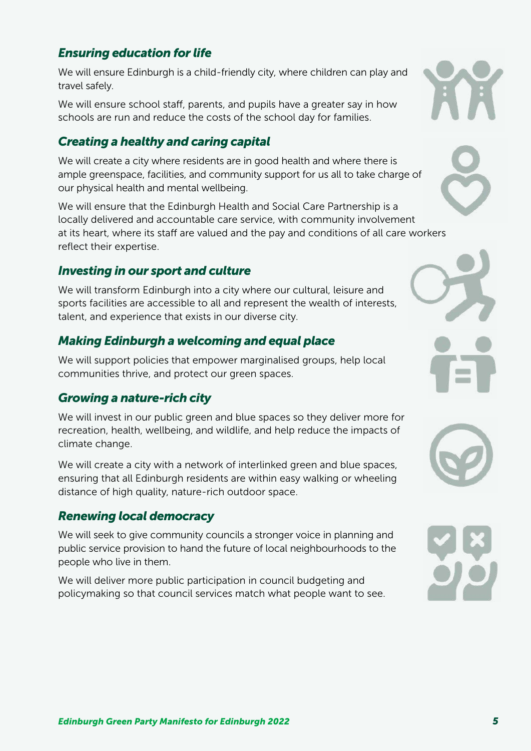### *Ensuring education for life*

We will ensure Edinburgh is a child-friendly city, where children can play and travel safely.

We will ensure school staff, parents, and pupils have a greater say in how schools are run and reduce the costs of the school day for families.

### *Creating a healthy and caring capital*

We will create a city where residents are in good health and where there is ample greenspace, facilities, and community support for us all to take charge of our physical health and mental wellbeing.

We will ensure that the Edinburgh Health and Social Care Partnership is a locally delivered and accountable care service, with community involvement at its heart, where its staff are valued and the pay and conditions of all care workers reflect their expertise.

### *Investing in our sport and culture*

We will transform Edinburgh into a city where our cultural, leisure and sports facilities are accessible to all and represent the wealth of interests, talent, and experience that exists in our diverse city.

### *Making Edinburgh a welcoming and equal place*

We will support policies that empower marginalised groups, help local communities thrive, and protect our green spaces.

### *Growing a nature-rich city*

We will invest in our public green and blue spaces so they deliver more for recreation, health, wellbeing, and wildlife, and help reduce the impacts of climate change.

We will create a city with a network of interlinked green and blue spaces, ensuring that all Edinburgh residents are within easy walking or wheeling distance of high quality, nature-rich outdoor space.

### *Renewing local democracy*

We will seek to give community councils a stronger voice in planning and public service provision to hand the future of local neighbourhoods to the people who live in them.

We will deliver more public participation in council budgeting and policymaking so that council services match what people want to see.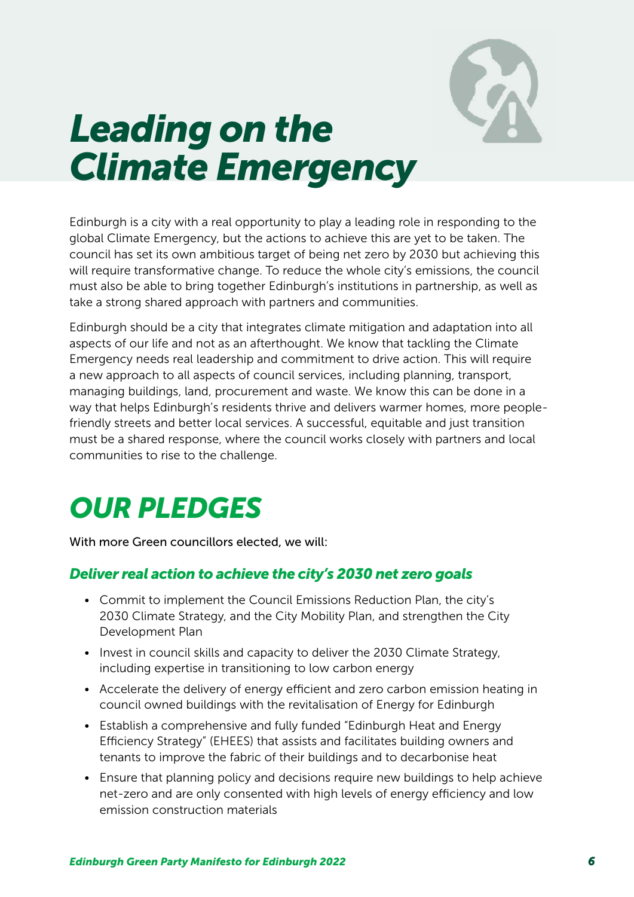# *Leading on the Climate Emergency*

Edinburgh is a city with a real opportunity to play a leading role in responding to the global Climate Emergency, but the actions to achieve this are yet to be taken. The council has set its own ambitious target of being net zero by 2030 but achieving this will require transformative change. To reduce the whole city's emissions, the council must also be able to bring together Edinburgh's institutions in partnership, as well as take a strong shared approach with partners and communities.

Edinburgh should be a city that integrates climate mitigation and adaptation into all aspects of our life and not as an afterthought. We know that tackling the Climate Emergency needs real leadership and commitment to drive action. This will require a new approach to all aspects of council services, including planning, transport, managing buildings, land, procurement and waste. We know this can be done in a way that helps Edinburgh's residents thrive and delivers warmer homes, more people-friendly streets and better local services. A successful, equitable and just transition must be a shared response, where the council works closely with partners and local communities to rise to the challenge.

## *OUR PLEDGES*

With more Green councillors elected, we will:

### *Deliver real action to achieve the city's 2030 net zero goals*

- Commit to implement the Council Emissions Reduction Plan, the city's 2030 Climate Strategy, and the City Mobility Plan, and strengthen the City Development Plan
- Invest in council skills and capacity to deliver the 2030 Climate Strategy, including expertise in transitioning to low carbon energy
- Accelerate the delivery of energy efficient and zero carbon emission heating in council owned buildings with the revitalisation of Energy for Edinburgh
- Establish a comprehensive and fully funded "Edinburgh Heat and Energy Efficiency Strategy" (EHEES) that assists and facilitates building owners and tenants to improve the fabric of their buildings and to decarbonise heat
- Ensure that planning policy and decisions require new buildings to help achieve net-zero and are only consented with high levels of energy efficiency and low emission construction materials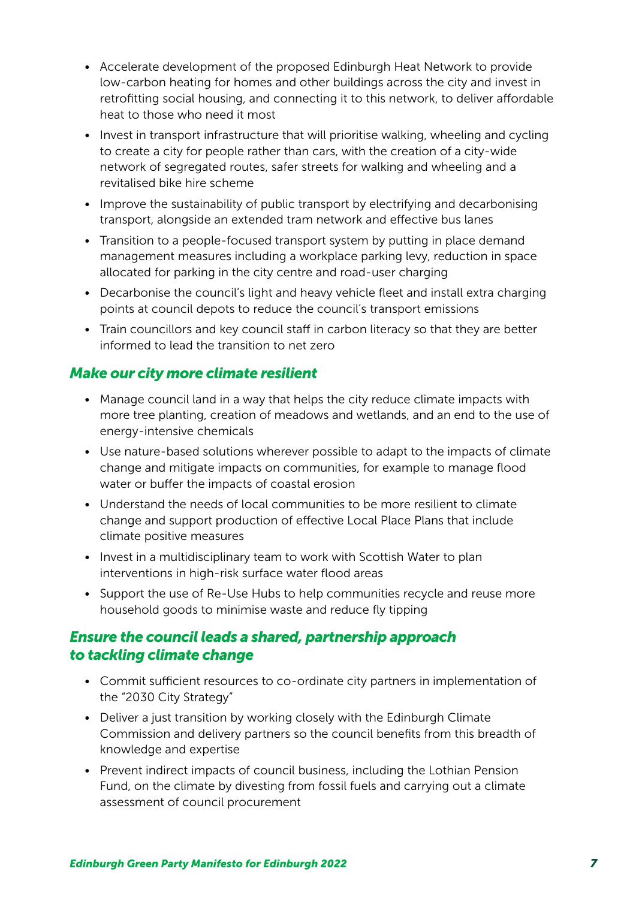- Accelerate development of the proposed Edinburgh Heat Network to provide low-carbon heating for homes and other buildings across the city and invest in retrofitting social housing, and connecting it to this network, to deliver affordable heat to those who need it most
- Invest in transport infrastructure that will prioritise walking, wheeling and cycling to create a city for people rather than cars, with the creation of a city-wide network of segregated routes, safer streets for walking and wheeling and a revitalised bike hire scheme
- Improve the sustainability of public transport by electrifying and decarbonising transport, alongside an extended tram network and effective bus lanes
- Transition to a people-focused transport system by putting in place demand management measures including a workplace parking levy, reduction in space allocated for parking in the city centre and road-user charging
- Decarbonise the council's light and heavy vehicle fleet and install extra charging points at council depots to reduce the council's transport emissions
- Train councillors and key council staff in carbon literacy so that they are better informed to lead the transition to net zero

### *Make our city more climate resilient*

- Manage council land in a way that helps the city reduce climate impacts with more tree planting, creation of meadows and wetlands, and an end to the use of energy-intensive chemicals
- Use nature-based solutions wherever possible to adapt to the impacts of climate change and mitigate impacts on communities, for example to manage flood water or buffer the impacts of coastal erosion
- Understand the needs of local communities to be more resilient to climate change and support production of effective Local Place Plans that include climate positive measures
- Invest in a multidisciplinary team to work with Scottish Water to plan interventions in high-risk surface water flood areas
- Support the use of Re-Use Hubs to help communities recycle and reuse more household goods to minimise waste and reduce fly tipping

### *Ensure the council leads a shared, partnership approach to tackling climate change*

- Commit sufficient resources to co-ordinate city partners in implementation of the "2030 City Strategy"
- Deliver a just transition by working closely with the Edinburgh Climate Commission and delivery partners so the council benefits from this breadth of knowledge and expertise
- Prevent indirect impacts of council business, including the Lothian Pension Fund, on the climate by divesting from fossil fuels and carrying out a climate assessment of council procurement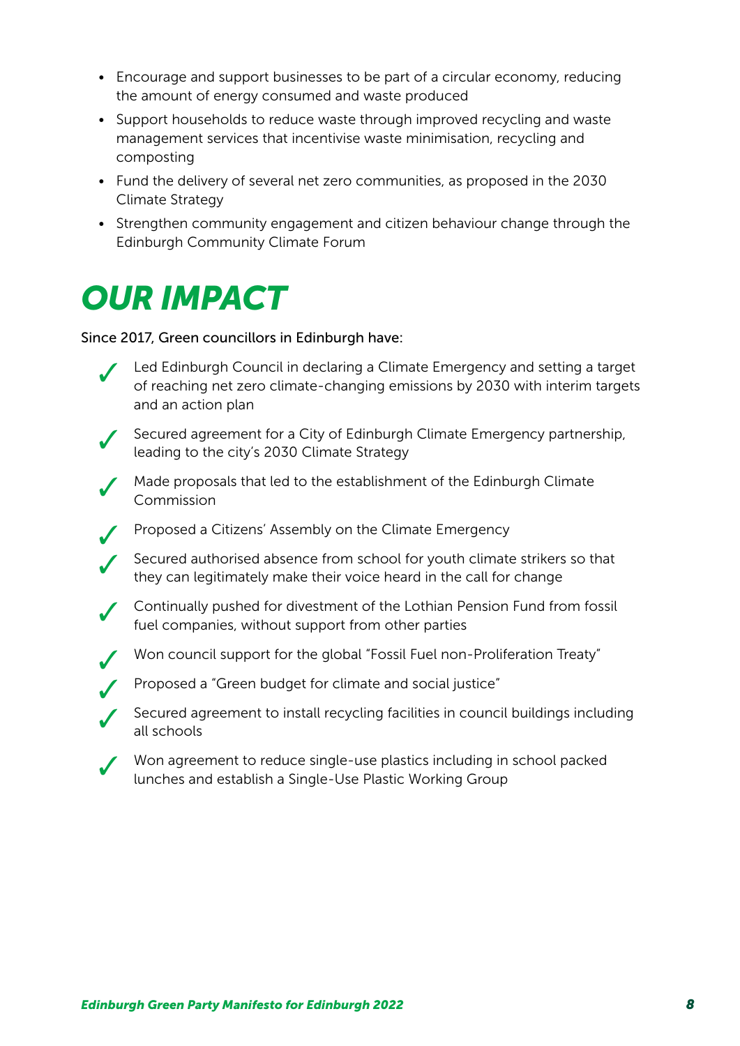- Encourage and support businesses to be part of a circular economy, reducing the amount of energy consumed and waste produced
- Support households to reduce waste through improved recycling and waste management services that incentivise waste minimisation, recycling and composting
- Fund the delivery of several net zero communities, as proposed in the 2030 Climate Strategy
- Strengthen community engagement and citizen behaviour change through the Edinburgh Community Climate Forum

# *OUR IMPACT*

Since 2017, Green councillors in Edinburgh have:

- ✓ Led Edinburgh Council in declaring a Climate Emergency and setting a target of reaching net zero climate-changing emissions by 2030 with interim targets and an action plan
- ✓ Secured agreement for a City of Edinburgh Climate Emergency partnership, leading to the city's 2030 Climate Strategy
- ✓ Made proposals that led to the establishment of the Edinburgh Climate Commission
- ✓ Proposed a Citizens' Assembly on the Climate Emergency
- ✓ Secured authorised absence from school for youth climate strikers so that they can legitimately make their voice heard in the call for change
- ✓ Continually pushed for divestment of the Lothian Pension Fund from fossil fuel companies, without support from other parties
- ✓ Won council support for the global "Fossil Fuel non-Proliferation Treaty"
- ✓ Proposed a "Green budget for climate and social justice"
- ✓ Secured agreement to install recycling facilities in council buildings including all schools
- ✓ Won agreement to reduce single-use plastics including in school packed lunches and establish a Single-Use Plastic Working Group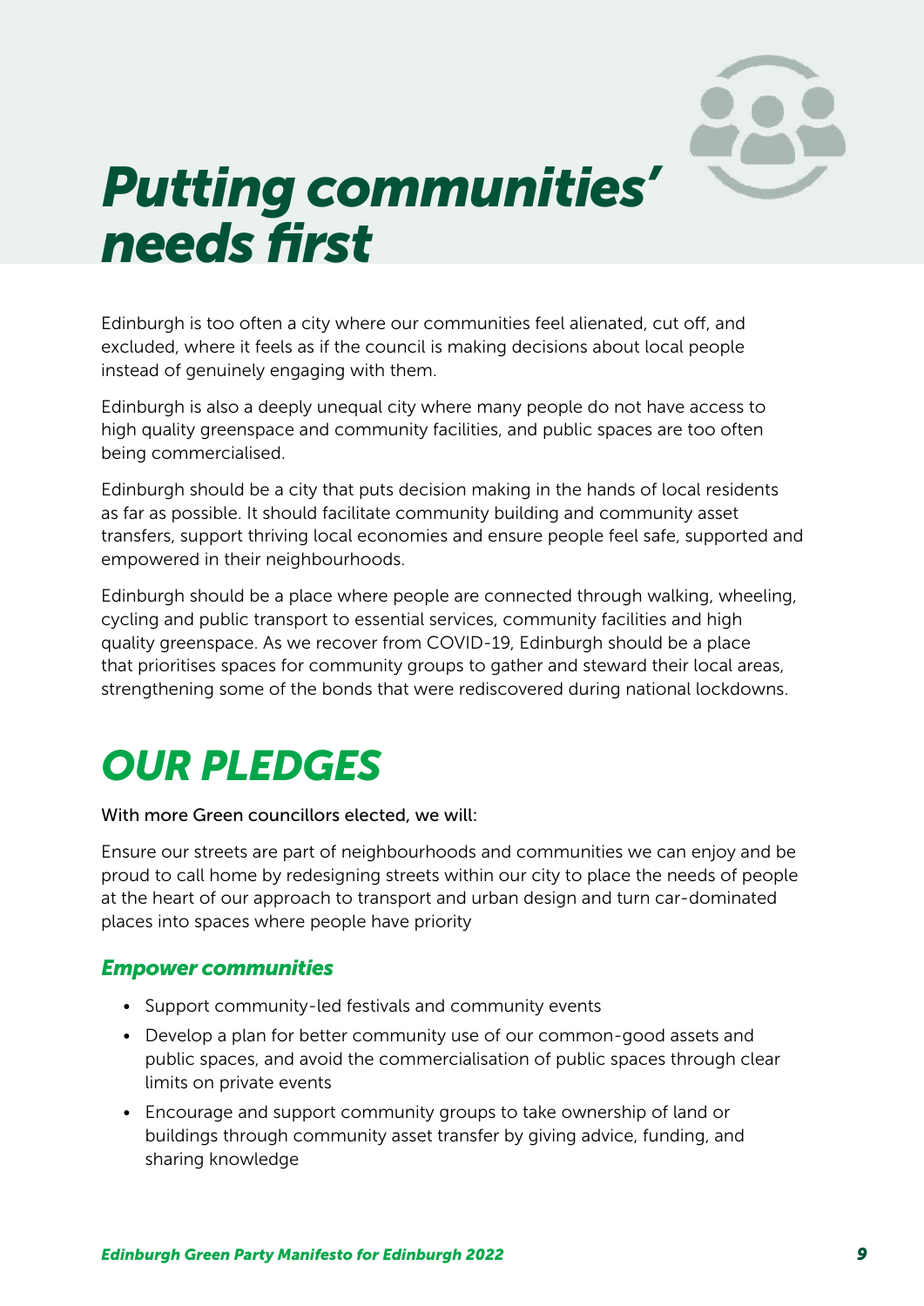# *Putting communities' needs first*

Edinburgh is too often a city where our communities feel alienated, cut off, and excluded, where it feels as if the council is making decisions about local people instead of genuinely engaging with them.

Edinburgh is also a deeply unequal city where many people do not have access to high quality greenspace and community facilities, and public spaces are too often being commercialised.

Edinburgh should be a city that puts decision making in the hands of local residents as far as possible. It should facilitate community building and community asset transfers, support thriving local economies and ensure people feel safe, supported and empowered in their neighbourhoods.

Edinburgh should be a place where people are connected through walking, wheeling, cycling and public transport to essential services, community facilities and high quality greenspace. As we recover from COVID-19, Edinburgh should be a place that prioritises spaces for community groups to gather and steward their local areas, strengthening some of the bonds that were rediscovered during national lockdowns.

## *OUR PLEDGES*

With more Green councillors elected, we will:

Ensure our streets are part of neighbourhoods and communities we can enjoy and be proud to call home by redesigning streets within our city to place the needs of people at the heart of our approach to transport and urban design and turn car-dominated places into spaces where people have priority

### *Empower communities*

- Support community-led festivals and community events
- Develop a plan for better community use of our common-good assets and public spaces, and avoid the commercialisation of public spaces through clear limits on private events
- Encourage and support community groups to take ownership of land or buildings through community asset transfer by giving advice, funding, and sharing knowledge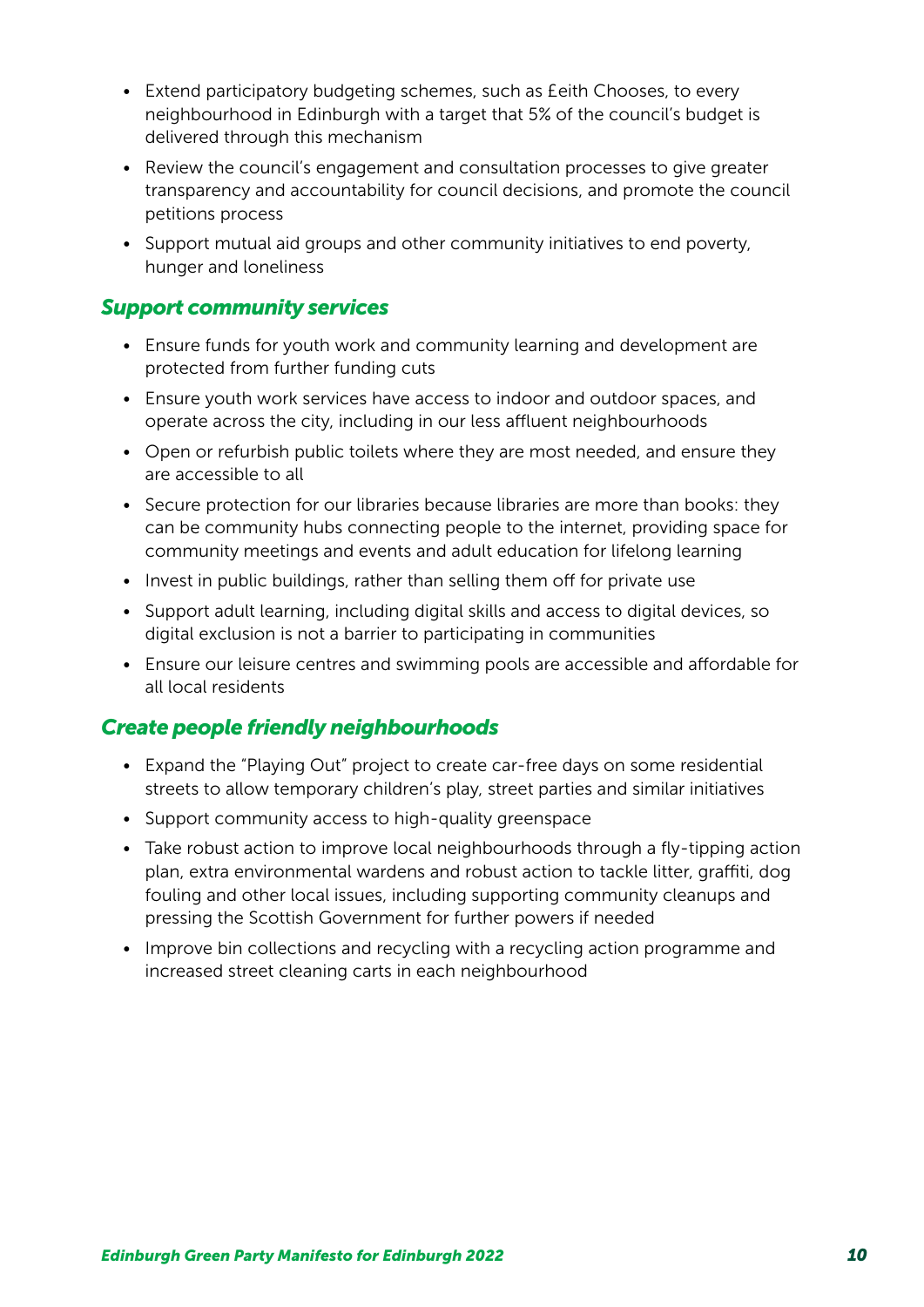- Extend participatory budgeting schemes, such as £eith Chooses, to every neighbourhood in Edinburgh with a target that 5% of the council's budget is delivered through this mechanism
- Review the council's engagement and consultation processes to give greater transparency and accountability for council decisions, and promote the council petitions process
- Support mutual aid groups and other community initiatives to end poverty, hunger and loneliness

### *Support community services*

- Ensure funds for youth work and community learning and development are protected from further funding cuts
- Ensure youth work services have access to indoor and outdoor spaces, and operate across the city, including in our less affluent neighbourhoods
- Open or refurbish public toilets where they are most needed, and ensure they are accessible to all
- Secure protection for our libraries because libraries are more than books: they can be community hubs connecting people to the internet, providing space for community meetings and events and adult education for lifelong learning
- Invest in public buildings, rather than selling them off for private use
- Support adult learning, including digital skills and access to digital devices, so digital exclusion is not a barrier to participating in communities
- Ensure our leisure centres and swimming pools are accessible and affordable for all local residents

### *Create people friendly neighbourhoods*

- Expand the "Playing Out" project to create car-free days on some residential streets to allow temporary children's play, street parties and similar initiatives
- Support community access to high-quality greenspace
- Take robust action to improve local neighbourhoods through a fly-tipping action plan, extra environmental wardens and robust action to tackle litter, graffiti, dog fouling and other local issues, including supporting community cleanups and pressing the Scottish Government for further powers if needed
- Improve bin collections and recycling with a recycling action programme and increased street cleaning carts in each neighbourhood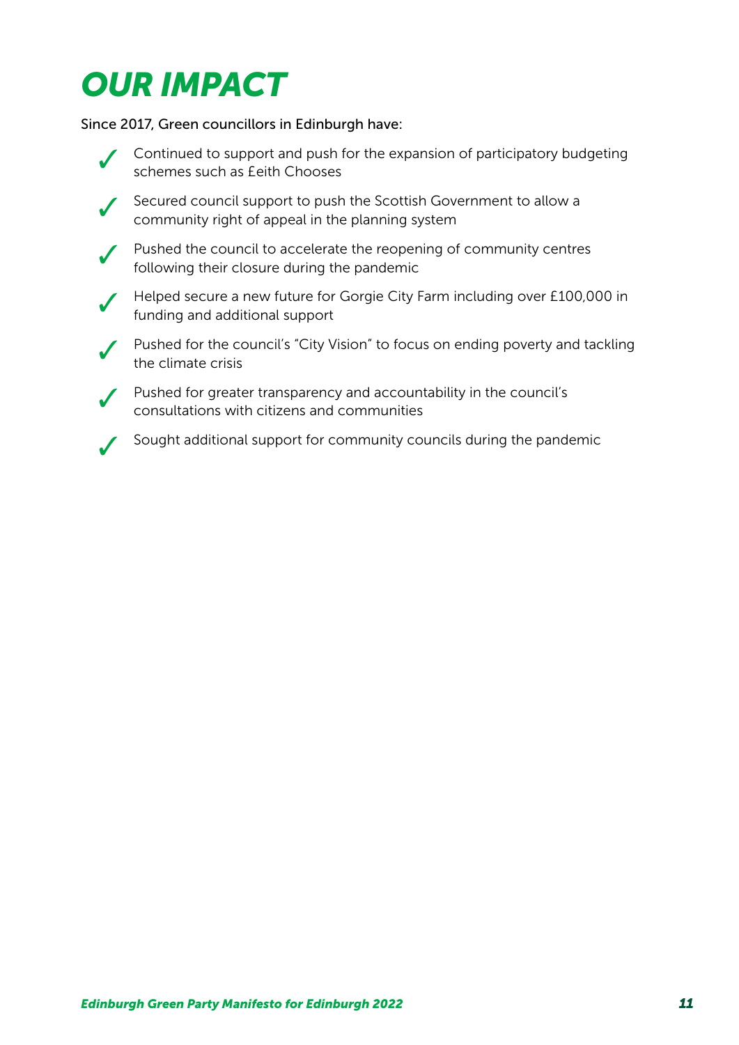# OUR IMPACT

Since 2017, Green councillors in Edinburgh have:

- ✓ Continued to support and push for the expansion of participatory budgeting schemes such as £eith Chooses
- ✓ Secured council support to push the Scottish Government to allow a community right of appeal in the planning system
- ✓ Pushed the council to accelerate the reopening of community centres following their closure during the pandemic
- ✓ Helped secure a new future for Gorgie City Farm including over £100,000 in funding and additional support
- ✓ Pushed for the council's "City Vision" to focus on ending poverty and tackling the climate crisis
- ✓ Pushed for greater transparency and accountability in the council's consultations with citizens and communities
- ✓ Sought additional support for community councils during the pandemic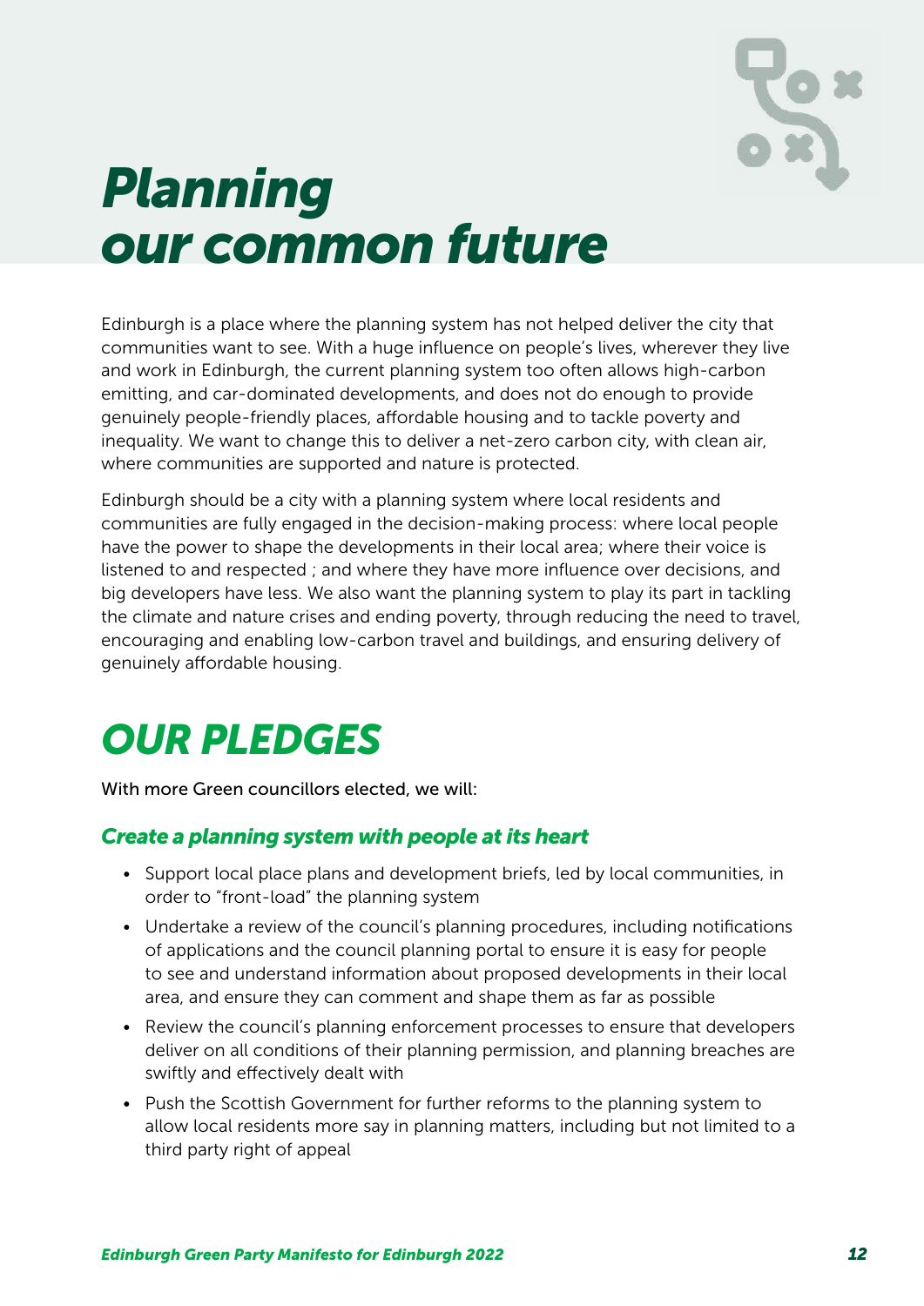# *Planning our common future*

Edinburgh is a place where the planning system has not helped deliver the city that communities want to see. With a huge influence on people's lives, wherever they live and work in Edinburgh, the current planning system too often allows high-carbon emitting, and car-dominated developments, and does not do enough to provide genuinely people-friendly places, affordable housing and to tackle poverty and inequality. We want to change this to deliver a net-zero carbon city, with clean air, where communities are supported and nature is protected.

Edinburgh should be a city with a planning system where local residents and communities are fully engaged in the decision-making process: where local people have the power to shape the developments in their local area; where their voice is listened to and respected ; and where they have more influence over decisions, and big developers have less. We also want the planning system to play its part in tackling the climate and nature crises and ending poverty, through reducing the need to travel, encouraging and enabling low-carbon travel and buildings, and ensuring delivery of genuinely affordable housing.

## *OUR PLEDGES*

With more Green councillors elected, we will:

### *Create a planning system with people at its heart*

- Support local place plans and development briefs, led by local communities, in order to "front-load" the planning system
- Undertake a review of the council's planning procedures, including notifications of applications and the council planning portal to ensure it is easy for people to see and understand information about proposed developments in their local area, and ensure they can comment and shape them as far as possible
- Review the council's planning enforcement processes to ensure that developers deliver on all conditions of their planning permission, and planning breaches are swiftly and effectively dealt with
- Push the Scottish Government for further reforms to the planning system to allow local residents more say in planning matters, including but not limited to a third party right of appeal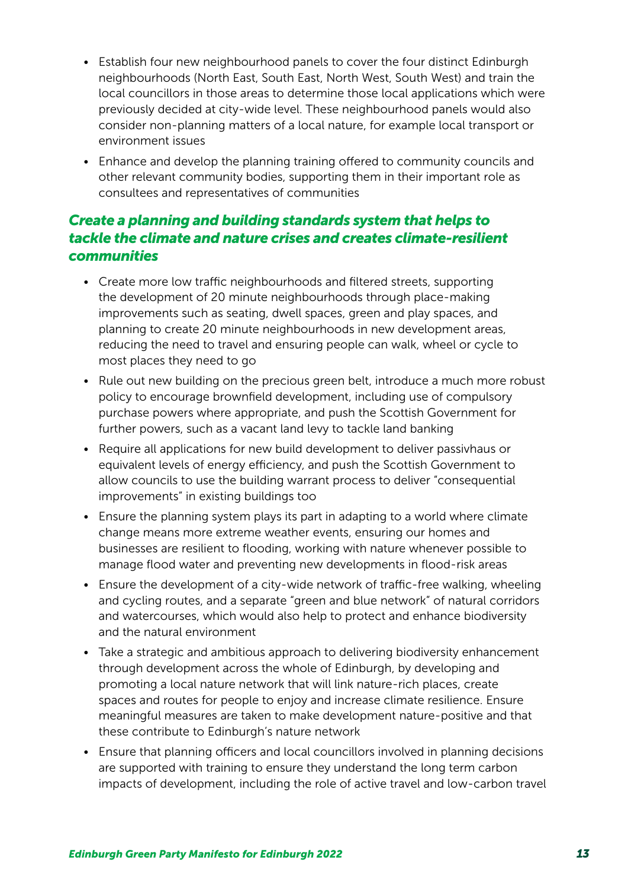- Establish four new neighbourhood panels to cover the four distinct Edinburgh neighbourhoods (North East, South East, North West, South West) and train the local councillors in those areas to determine those local applications which were previously decided at city-wide level. These neighbourhood panels would also consider non-planning matters of a local nature, for example local transport or environment issues
- Enhance and develop the planning training offered to community councils and other relevant community bodies, supporting them in their important role as consultees and representatives of communities

### *Create a planning and building standards system that helps to tackle the climate and nature crises and creates climate-resilient communities*

- Create more low traffic neighbourhoods and filtered streets, supporting the development of 20 minute neighbourhoods through place-making improvements such as seating, dwell spaces, green and play spaces, and planning to create 20 minute neighbourhoods in new development areas, reducing the need to travel and ensuring people can walk, wheel or cycle to most places they need to go
- Rule out new building on the precious green belt, introduce a much more robust policy to encourage brownfield development, including use of compulsory purchase powers where appropriate, and push the Scottish Government for further powers, such as a vacant land levy to tackle land banking
- Require all applications for new build development to deliver passivhaus or equivalent levels of energy efficiency, and push the Scottish Government to allow councils to use the building warrant process to deliver "consequential improvements" in existing buildings too
- Ensure the planning system plays its part in adapting to a world where climate change means more extreme weather events, ensuring our homes and businesses are resilient to flooding, working with nature whenever possible to manage flood water and preventing new developments in flood-risk areas
- Ensure the development of a city-wide network of traffic-free walking, wheeling and cycling routes, and a separate "green and blue network" of natural corridors and watercourses, which would also help to protect and enhance biodiversity and the natural environment
- Take a strategic and ambitious approach to delivering biodiversity enhancement through development across the whole of Edinburgh, by developing and promoting a local nature network that will link nature-rich places, create spaces and routes for people to enjoy and increase climate resilience. Ensure meaningful measures are taken to make development nature-positive and that these contribute to Edinburgh's nature network
- Ensure that planning officers and local councillors involved in planning decisions are supported with training to ensure they understand the long term carbon impacts of development, including the role of active travel and low-carbon travel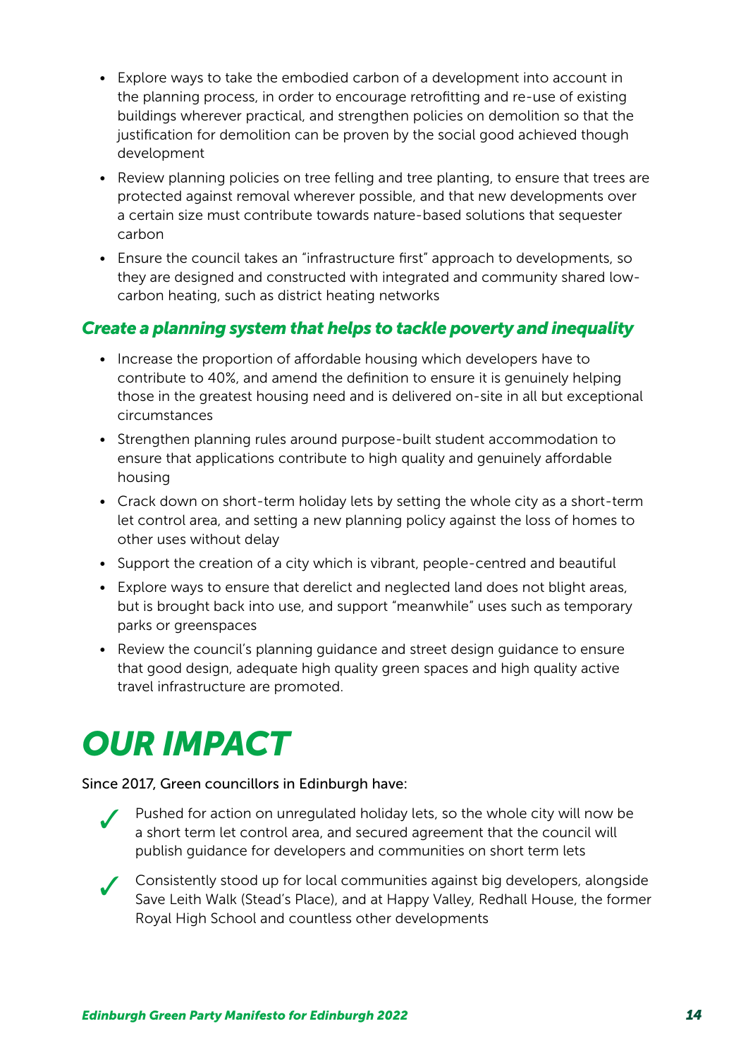- Explore ways to take the embodied carbon of a development into account in the planning process, in order to encourage retrofitting and re-use of existing buildings wherever practical, and strengthen policies on demolition so that the justification for demolition can be proven by the social good achieved though development
- Review planning policies on tree felling and tree planting, to ensure that trees are protected against removal wherever possible, and that new developments over a certain size must contribute towards nature-based solutions that sequester carbon
- Ensure the council takes an "infrastructure first" approach to developments, so they are designed and constructed with integrated and community shared low-carbon heating, such as district heating networks

### *Create a planning system that helps to tackle poverty and inequality*

- Increase the proportion of affordable housing which developers have to contribute to 40%, and amend the definition to ensure it is genuinely helping those in the greatest housing need and is delivered on-site in all but exceptional circumstances
- Strengthen planning rules around purpose-built student accommodation to ensure that applications contribute to high quality and genuinely affordable housing
- Crack down on short-term holiday lets by setting the whole city as a short-term let control area, and setting a new planning policy against the loss of homes to other uses without delay
- Support the creation of a city which is vibrant, people-centred and beautiful
- Explore ways to ensure that derelict and neglected land does not blight areas, but is brought back into use, and support "meanwhile" uses such as temporary parks or greenspaces
- Review the council's planning guidance and street design guidance to ensure that good design, adequate high quality green spaces and high quality active travel infrastructure are promoted.

# *OUR IMPACT*

Since 2017, Green councillors in Edinburgh have:

- ✓ Pushed for action on unregulated holiday lets, so the whole city will now be a short term let control area, and secured agreement that the council will publish guidance for developers and communities on short term lets
- ✓ Consistently stood up for local communities against big developers, alongside Save Leith Walk (Stead's Place), and at Happy Valley, Redhall House, the former Royal High School and countless other developments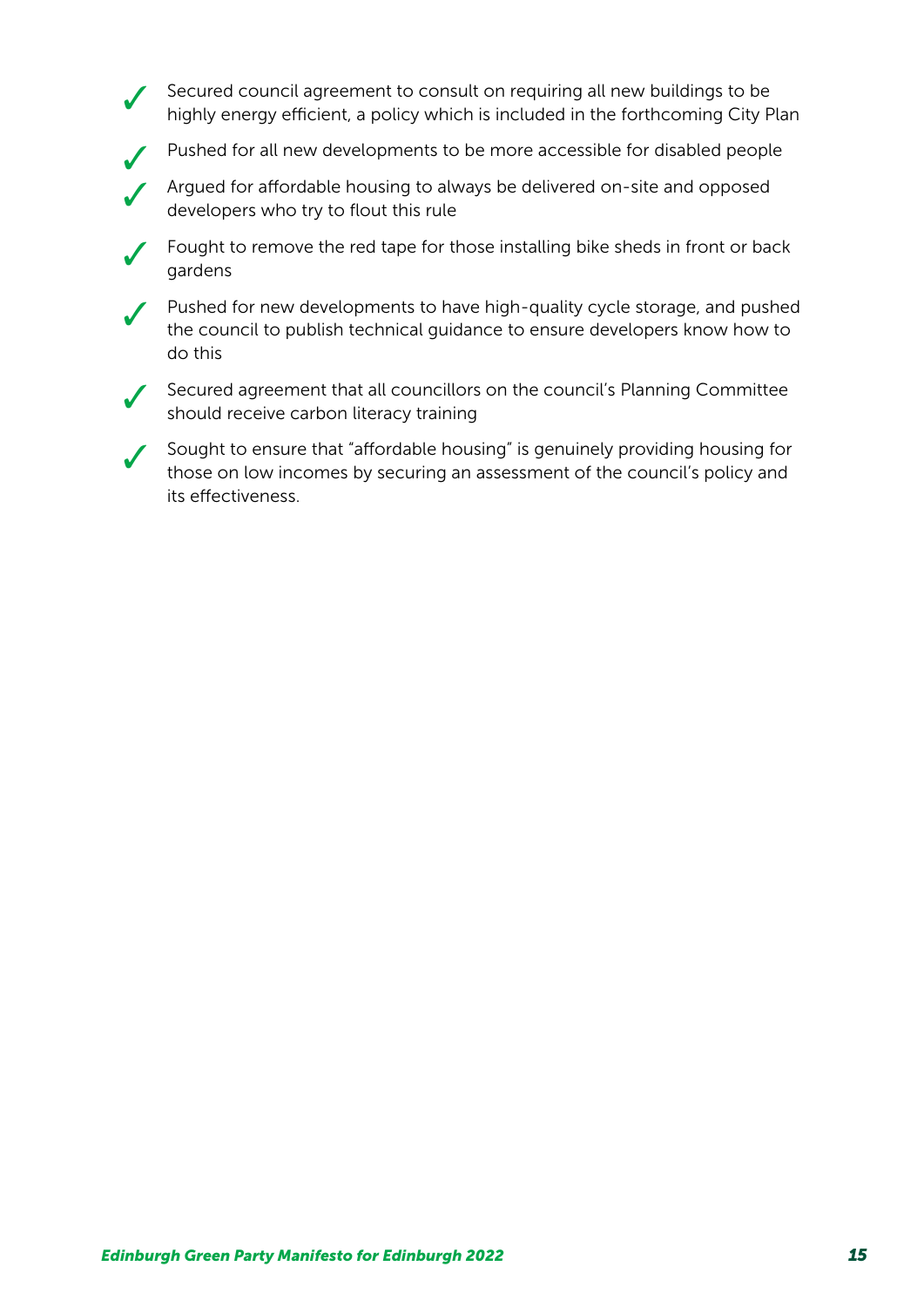- ✓ Secured council agreement to consult on requiring all new buildings to be highly energy efficient, a policy which is included in the forthcoming City Plan
- ✓ Pushed for all new developments to be more accessible for disabled people
- ✓ Argued for affordable housing to always be delivered on-site and opposed developers who try to flout this rule
- ✓ Fought to remove the red tape for those installing bike sheds in front or back gardens
- ✓ Pushed for new developments to have high-quality cycle storage, and pushed the council to publish technical guidance to ensure developers know how to do this
- ✓ Secured agreement that all councillors on the council's Planning Committee should receive carbon literacy training
- ✓ Sought to ensure that "affordable housing" is genuinely providing housing for those on low incomes by securing an assessment of the council's policy and its effectiveness.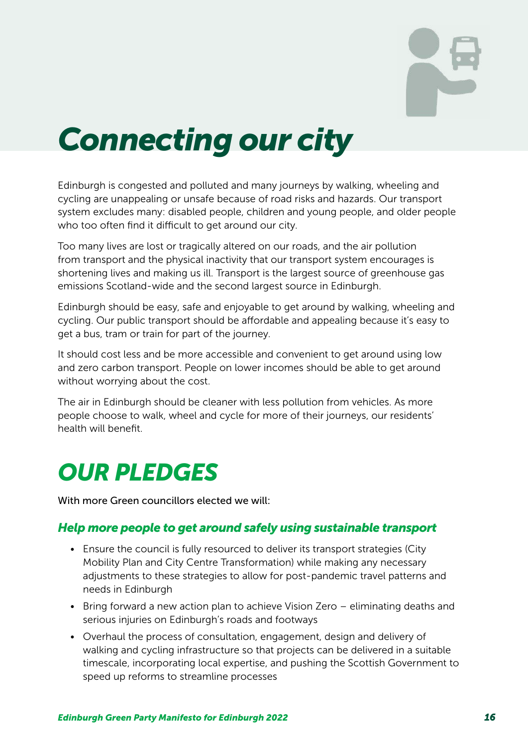# *Connecting our city*

Edinburgh is congested and polluted and many journeys by walking, wheeling and cycling are unappealing or unsafe because of road risks and hazards. Our transport system excludes many: disabled people, children and young people, and older people who too often find it difficult to get around our city.

Too many lives are lost or tragically altered on our roads, and the air pollution from transport and the physical inactivity that our transport system encourages is shortening lives and making us ill. Transport is the largest source of greenhouse gas emissions Scotland-wide and the second largest source in Edinburgh.

Edinburgh should be easy, safe and enjoyable to get around by walking, wheeling and cycling. Our public transport should be affordable and appealing because it's easy to get a bus, tram or train for part of the journey.

It should cost less and be more accessible and convenient to get around using low and zero carbon transport. People on lower incomes should be able to get around without worrying about the cost.

The air in Edinburgh should be cleaner with less pollution from vehicles. As more people choose to walk, wheel and cycle for more of their journeys, our residents' health will benefit.

## *OUR PLEDGES*

With more Green councillors elected we will:

### *Help more people to get around safely using sustainable transport*

- Ensure the council is fully resourced to deliver its transport strategies (City Mobility Plan and City Centre Transformation) while making any necessary adjustments to these strategies to allow for post-pandemic travel patterns and needs in Edinburgh
- Bring forward a new action plan to achieve Vision Zero – eliminating deaths and serious injuries on Edinburgh's roads and footways
- Overhaul the process of consultation, engagement, design and delivery of walking and cycling infrastructure so that projects can be delivered in a suitable timescale, incorporating local expertise, and pushing the Scottish Government to speed up reforms to streamline processes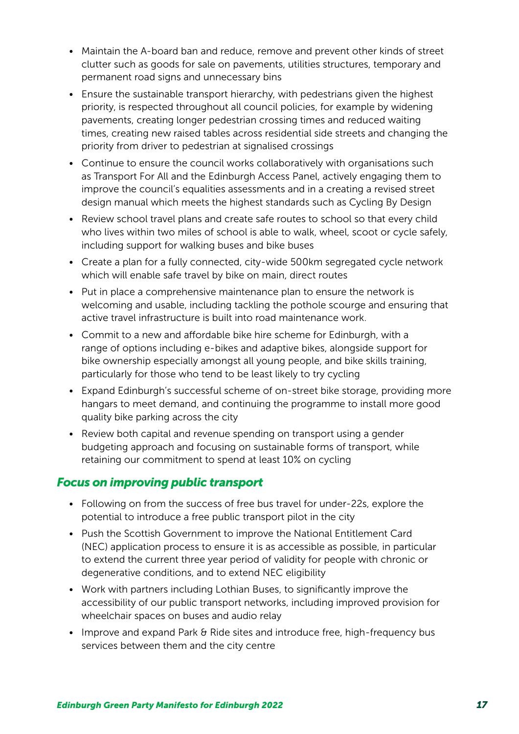- Maintain the A-board ban and reduce, remove and prevent other kinds of street clutter such as goods for sale on pavements, utilities structures, temporary and permanent road signs and unnecessary bins
- Ensure the sustainable transport hierarchy, with pedestrians given the highest priority, is respected throughout all council policies, for example by widening pavements, creating longer pedestrian crossing times and reduced waiting times, creating new raised tables across residential side streets and changing the priority from driver to pedestrian at signalised crossings
- Continue to ensure the council works collaboratively with organisations such as Transport For All and the Edinburgh Access Panel, actively engaging them to improve the council's equalities assessments and in a creating a revised street design manual which meets the highest standards such as Cycling By Design
- Review school travel plans and create safe routes to school so that every child who lives within two miles of school is able to walk, wheel, scoot or cycle safely, including support for walking buses and bike buses
- Create a plan for a fully connected, city-wide 500km segregated cycle network which will enable safe travel by bike on main, direct routes
- Put in place a comprehensive maintenance plan to ensure the network is welcoming and usable, including tackling the pothole scourge and ensuring that active travel infrastructure is built into road maintenance work.
- Commit to a new and affordable bike hire scheme for Edinburgh, with a range of options including e-bikes and adaptive bikes, alongside support for bike ownership especially amongst all young people, and bike skills training, particularly for those who tend to be least likely to try cycling
- Expand Edinburgh's successful scheme of on-street bike storage, providing more hangars to meet demand, and continuing the programme to install more good quality bike parking across the city
- Review both capital and revenue spending on transport using a gender budgeting approach and focusing on sustainable forms of transport, while retaining our commitment to spend at least 10% on cycling

### *Focus on improving public transport*

- Following on from the success of free bus travel for under-22s, explore the potential to introduce a free public transport pilot in the city
- Push the Scottish Government to improve the National Entitlement Card (NEC) application process to ensure it is as accessible as possible, in particular to extend the current three year period of validity for people with chronic or degenerative conditions, and to extend NEC eligibility
- Work with partners including Lothian Buses, to significantly improve the accessibility of our public transport networks, including improved provision for wheelchair spaces on buses and audio relay
- Improve and expand Park & Ride sites and introduce free, high-frequency bus services between them and the city centre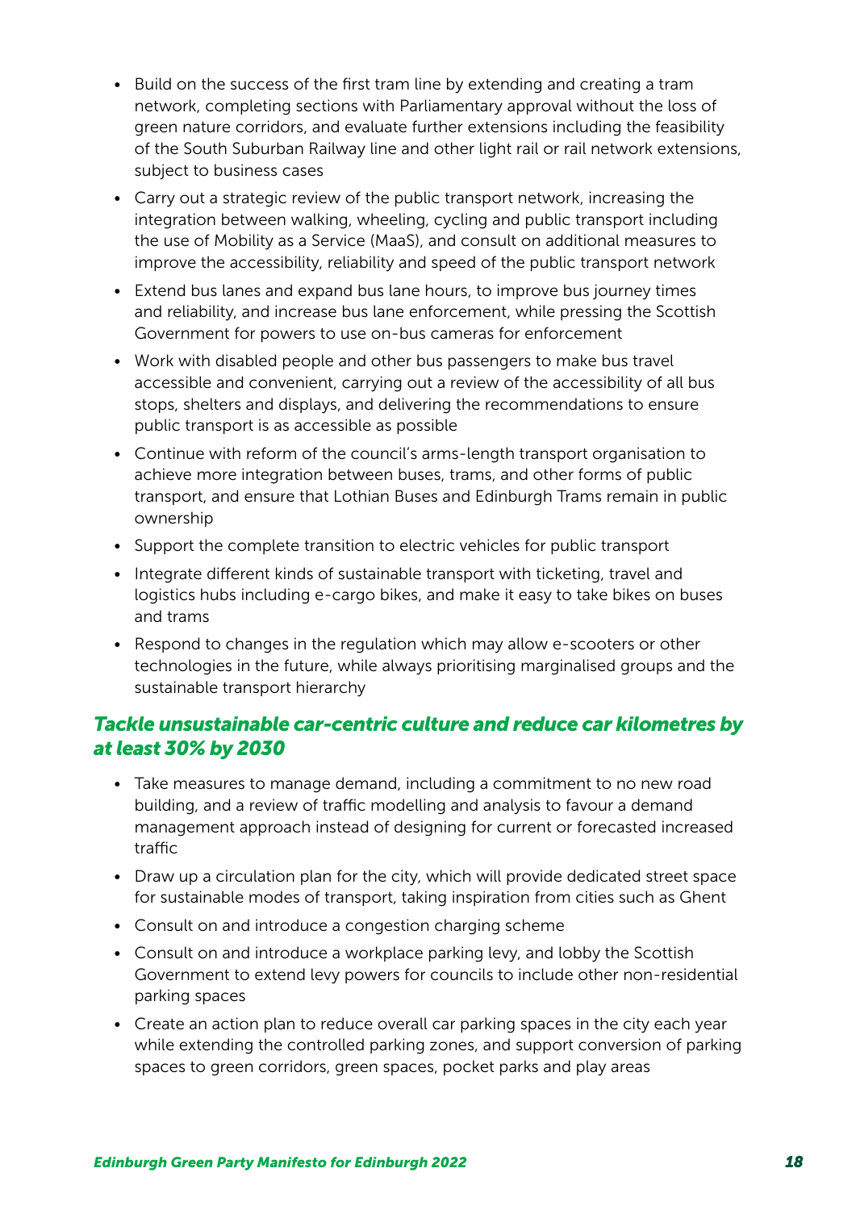- Build on the success of the first tram line by extending and creating a tram network, completing sections with Parliamentary approval without the loss of green nature corridors, and evaluate further extensions including the feasibility of the South Suburban Railway line and other light rail or rail network extensions, subject to business cases
- Carry out a strategic review of the public transport network, increasing the integration between walking, wheeling, cycling and public transport including the use of Mobility as a Service (MaaS), and consult on additional measures to improve the accessibility, reliability and speed of the public transport network
- Extend bus lanes and expand bus lane hours, to improve bus journey times and reliability, and increase bus lane enforcement, while pressing the Scottish Government for powers to use on-bus cameras for enforcement
- Work with disabled people and other bus passengers to make bus travel accessible and convenient, carrying out a review of the accessibility of all bus stops, shelters and displays, and delivering the recommendations to ensure public transport is as accessible as possible
- Continue with reform of the council's arms-length transport organisation to achieve more integration between buses, trams, and other forms of public transport, and ensure that Lothian Buses and Edinburgh Trams remain in public ownership
- Support the complete transition to electric vehicles for public transport
- Integrate different kinds of sustainable transport with ticketing, travel and logistics hubs including e-cargo bikes, and make it easy to take bikes on buses and trams
- Respond to changes in the regulation which may allow e-scooters or other technologies in the future, while always prioritising marginalised groups and the sustainable transport hierarchy

### *Tackle unsustainable car-centric culture and reduce car kilometres by at least 30% by 2030*

- Take measures to manage demand, including a commitment to no new road building, and a review of traffic modelling and analysis to favour a demand management approach instead of designing for current or forecasted increased traffic
- Draw up a circulation plan for the city, which will provide dedicated street space for sustainable modes of transport, taking inspiration from cities such as Ghent
- Consult on and introduce a congestion charging scheme
- Consult on and introduce a workplace parking levy, and lobby the Scottish Government to extend levy powers for councils to include other non-residential parking spaces
- Create an action plan to reduce overall car parking spaces in the city each year while extending the controlled parking zones, and support conversion of parking spaces to green corridors, green spaces, pocket parks and play areas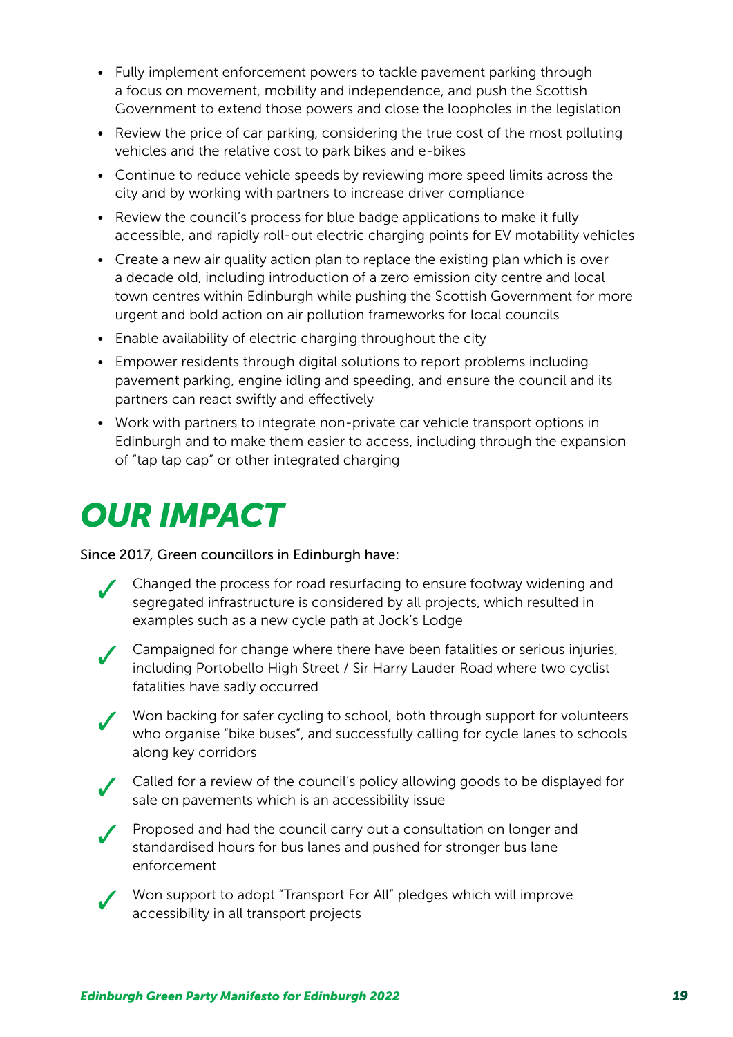- Fully implement enforcement powers to tackle pavement parking through a focus on movement, mobility and independence, and push the Scottish Government to extend those powers and close the loopholes in the legislation
- Review the price of car parking, considering the true cost of the most polluting vehicles and the relative cost to park bikes and e-bikes
- Continue to reduce vehicle speeds by reviewing more speed limits across the city and by working with partners to increase driver compliance
- Review the council's process for blue badge applications to make it fully accessible, and rapidly roll-out electric charging points for EV motability vehicles
- Create a new air quality action plan to replace the existing plan which is over a decade old, including introduction of a zero emission city centre and local town centres within Edinburgh while pushing the Scottish Government for more urgent and bold action on air pollution frameworks for local councils
- Enable availability of electric charging throughout the city
- Empower residents through digital solutions to report problems including pavement parking, engine idling and speeding, and ensure the council and its partners can react swiftly and effectively
- Work with partners to integrate non-private car vehicle transport options in Edinburgh and to make them easier to access, including through the expansion of "tap tap cap" or other integrated charging

# *OUR IMPACT*

Since 2017, Green councillors in Edinburgh have:

- ✓ Changed the process for road resurfacing to ensure footway widening and segregated infrastructure is considered by all projects, which resulted in examples such as a new cycle path at Jock's Lodge
- ✓ Campaigned for change where there have been fatalities or serious injuries, including Portobello High Street / Sir Harry Lauder Road where two cyclist fatalities have sadly occurred
- ✓ Won backing for safer cycling to school, both through support for volunteers who organise "bike buses", and successfully calling for cycle lanes to schools along key corridors
- ✓ Called for a review of the council's policy allowing goods to be displayed for sale on pavements which is an accessibility issue
- ✓ Proposed and had the council carry out a consultation on longer and standardised hours for bus lanes and pushed for stronger bus lane enforcement
- ✓ Won support to adopt "Transport For All" pledges which will improve accessibility in all transport projects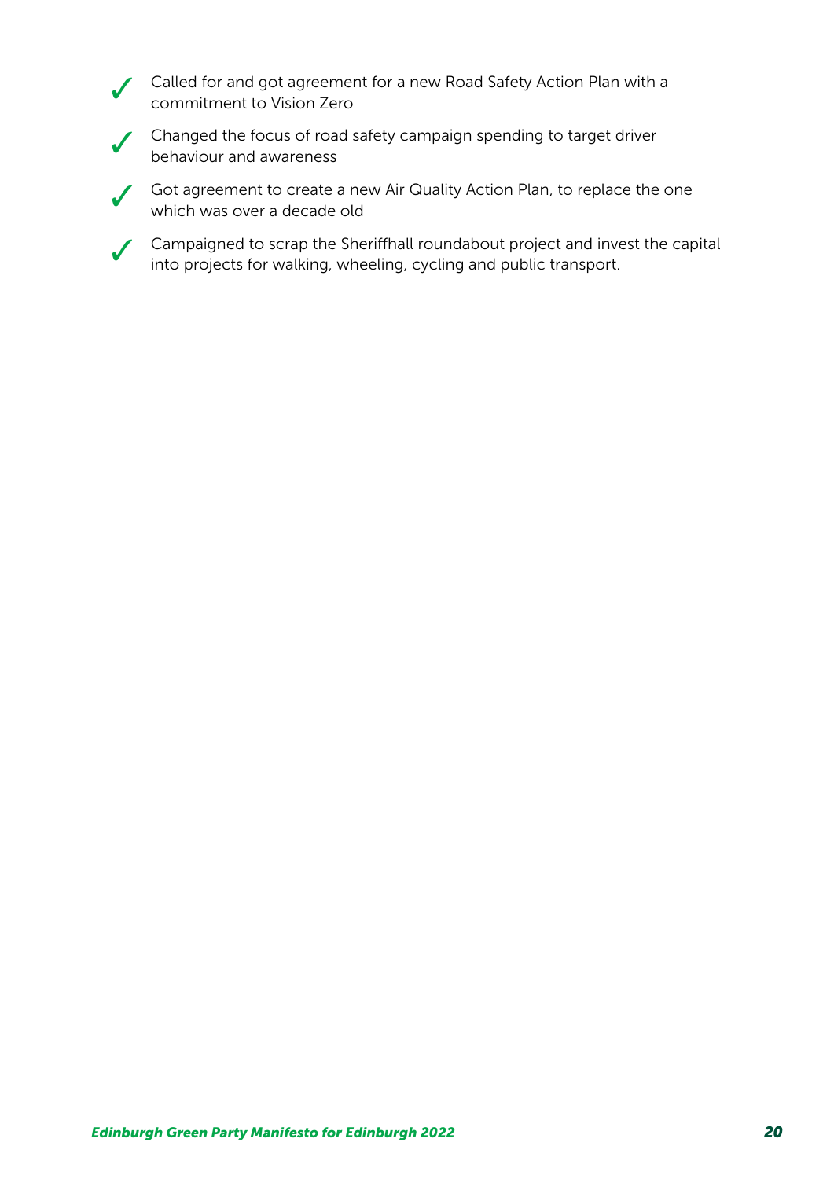- ✓ Called for and got agreement for a new Road Safety Action Plan with a commitment to Vision Zero
- ✓ Changed the focus of road safety campaign spending to target driver behaviour and awareness
- ✓ Got agreement to create a new Air Quality Action Plan, to replace the one which was over a decade old
- ✓ Campaigned to scrap the Sheriffhall roundabout project and invest the capital into projects for walking, wheeling, cycling and public transport.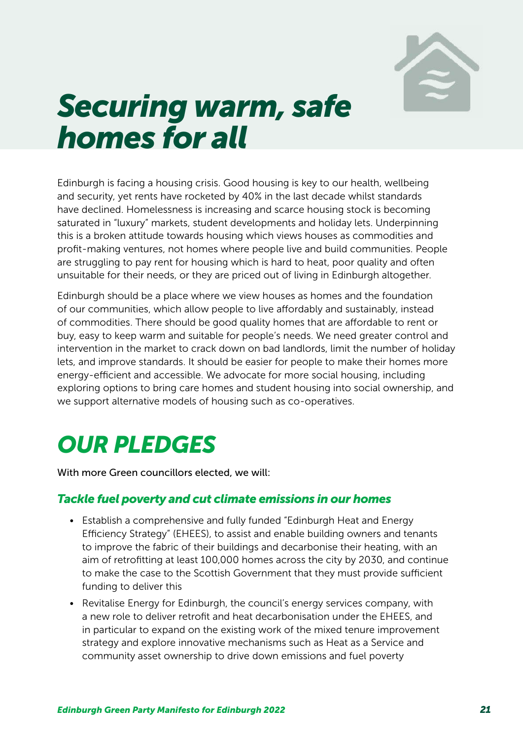# *Securing warm, safe homes for all*

Edinburgh is facing a housing crisis. Good housing is key to our health, wellbeing and security, yet rents have rocketed by 40% in the last decade whilst standards have declined. Homelessness is increasing and scarce housing stock is becoming saturated in "luxury" markets, student developments and holiday lets. Underpinning this is a broken attitude towards housing which views houses as commodities and profit-making ventures, not homes where people live and build communities. People are struggling to pay rent for housing which is hard to heat, poor quality and often unsuitable for their needs, or they are priced out of living in Edinburgh altogether.

Edinburgh should be a place where we view houses as homes and the foundation of our communities, which allow people to live affordably and sustainably, instead of commodities. There should be good quality homes that are affordable to rent or buy, easy to keep warm and suitable for people's needs. We need greater control and intervention in the market to crack down on bad landlords, limit the number of holiday lets, and improve standards. It should be easier for people to make their homes more energy-efficient and accessible. We advocate for more social housing, including exploring options to bring care homes and student housing into social ownership, and we support alternative models of housing such as co-operatives.

## *OUR PLEDGES*

With more Green councillors elected, we will:

### *Tackle fuel poverty and cut climate emissions in our homes*

- Establish a comprehensive and fully funded "Edinburgh Heat and Energy Efficiency Strategy" (EHEES), to assist and enable building owners and tenants to improve the fabric of their buildings and decarbonise their heating, with an aim of retrofitting at least 100,000 homes across the city by 2030, and continue to make the case to the Scottish Government that they must provide sufficient funding to deliver this
- Revitalise Energy for Edinburgh, the council's energy services company, with a new role to deliver retrofit and heat decarbonisation under the EHEES, and in particular to expand on the existing work of the mixed tenure improvement strategy and explore innovative mechanisms such as Heat as a Service and community asset ownership to drive down emissions and fuel poverty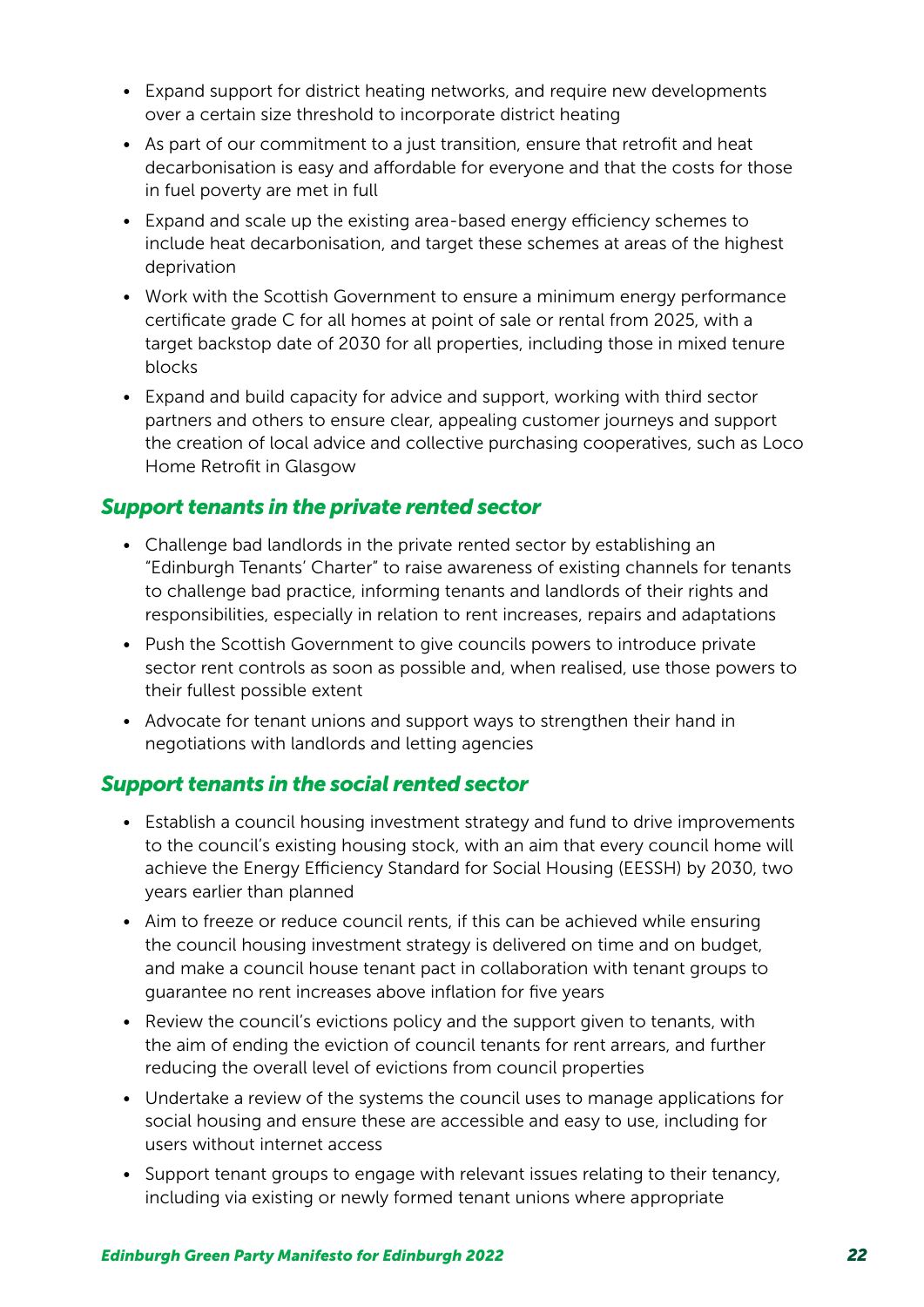- Expand support for district heating networks, and require new developments over a certain size threshold to incorporate district heating
- As part of our commitment to a just transition, ensure that retrofit and heat decarbonisation is easy and affordable for everyone and that the costs for those in fuel poverty are met in full
- Expand and scale up the existing area-based energy efficiency schemes to include heat decarbonisation, and target these schemes at areas of the highest deprivation
- Work with the Scottish Government to ensure a minimum energy performance certificate grade C for all homes at point of sale or rental from 2025, with a target backstop date of 2030 for all properties, including those in mixed tenure blocks
- Expand and build capacity for advice and support, working with third sector partners and others to ensure clear, appealing customer journeys and support the creation of local advice and collective purchasing cooperatives, such as Loco Home Retrofit in Glasgow

### *Support tenants in the private rented sector*

- Challenge bad landlords in the private rented sector by establishing an "Edinburgh Tenants' Charter" to raise awareness of existing channels for tenants to challenge bad practice, informing tenants and landlords of their rights and responsibilities, especially in relation to rent increases, repairs and adaptations
- Push the Scottish Government to give councils powers to introduce private sector rent controls as soon as possible and, when realised, use those powers to their fullest possible extent
- Advocate for tenant unions and support ways to strengthen their hand in negotiations with landlords and letting agencies

### *Support tenants in the social rented sector*

- Establish a council housing investment strategy and fund to drive improvements to the council's existing housing stock, with an aim that every council home will achieve the Energy Efficiency Standard for Social Housing (EESSH) by 2030, two years earlier than planned
- Aim to freeze or reduce council rents, if this can be achieved while ensuring the council housing investment strategy is delivered on time and on budget, and make a council house tenant pact in collaboration with tenant groups to guarantee no rent increases above inflation for five years
- Review the council's evictions policy and the support given to tenants, with the aim of ending the eviction of council tenants for rent arrears, and further reducing the overall level of evictions from council properties
- Undertake a review of the systems the council uses to manage applications for social housing and ensure these are accessible and easy to use, including for users without internet access
- Support tenant groups to engage with relevant issues relating to their tenancy, including via existing or newly formed tenant unions where appropriate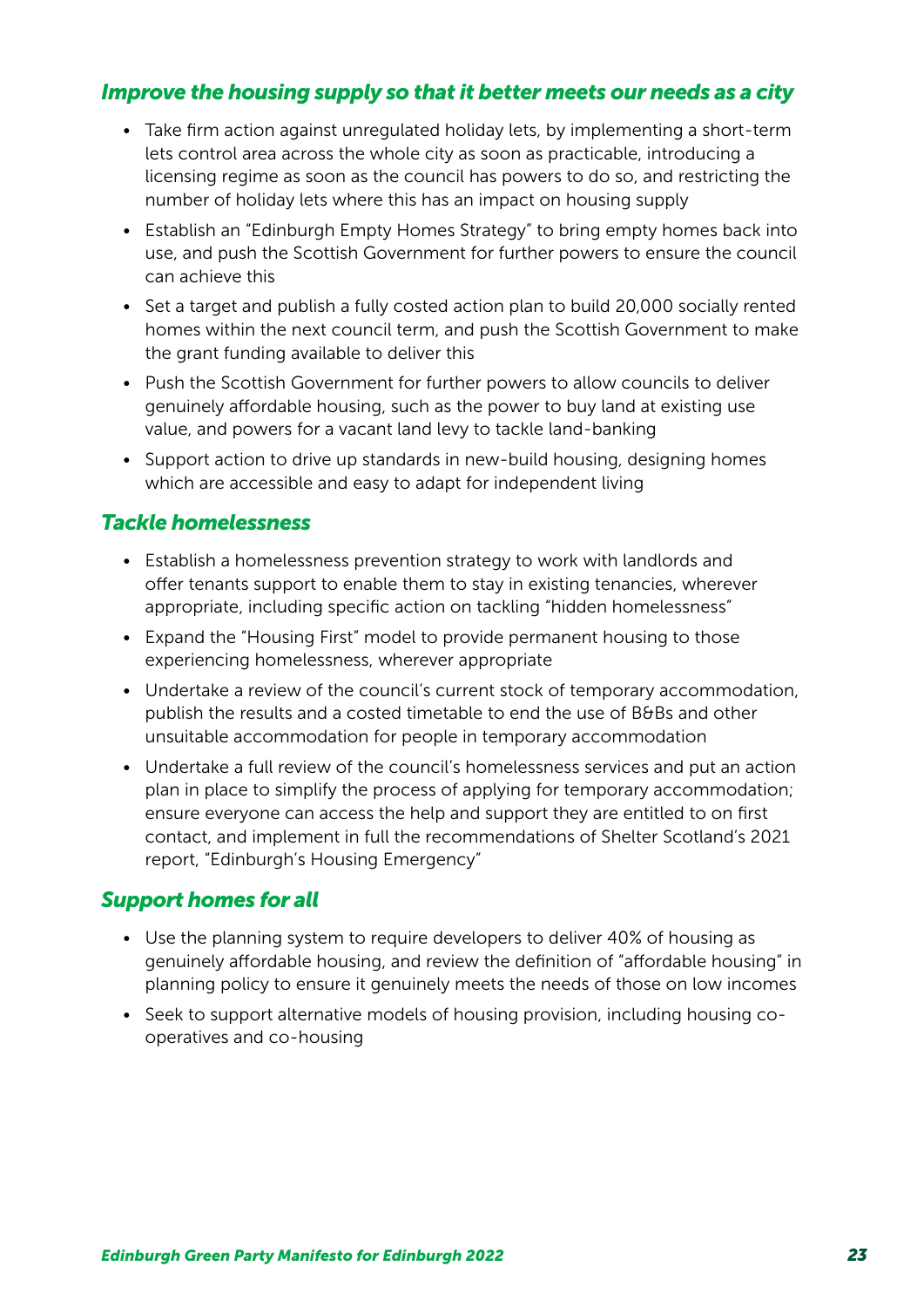### *Improve the housing supply so that it better meets our needs as a city*

- Take firm action against unregulated holiday lets, by implementing a short-term lets control area across the whole city as soon as practicable, introducing a licensing regime as soon as the council has powers to do so, and restricting the number of holiday lets where this has an impact on housing supply
- Establish an "Edinburgh Empty Homes Strategy" to bring empty homes back into use, and push the Scottish Government for further powers to ensure the council can achieve this
- Set a target and publish a fully costed action plan to build 20,000 socially rented homes within the next council term, and push the Scottish Government to make the grant funding available to deliver this
- Push the Scottish Government for further powers to allow councils to deliver genuinely affordable housing, such as the power to buy land at existing use value, and powers for a vacant land levy to tackle land-banking
- Support action to drive up standards in new-build housing, designing homes which are accessible and easy to adapt for independent living

### *Tackle homelessness*

- Establish a homelessness prevention strategy to work with landlords and offer tenants support to enable them to stay in existing tenancies, wherever appropriate, including specific action on tackling "hidden homelessness"
- Expand the "Housing First" model to provide permanent housing to those experiencing homelessness, wherever appropriate
- Undertake a review of the council's current stock of temporary accommodation, publish the results and a costed timetable to end the use of B&Bs and other unsuitable accommodation for people in temporary accommodation
- Undertake a full review of the council's homelessness services and put an action plan in place to simplify the process of applying for temporary accommodation; ensure everyone can access the help and support they are entitled to on first contact, and implement in full the recommendations of Shelter Scotland's 2021 report, "Edinburgh's Housing Emergency"

### *Support homes for all*

- Use the planning system to require developers to deliver 40% of housing as genuinely affordable housing, and review the definition of "affordable housing" in planning policy to ensure it genuinely meets the needs of those on low incomes
- Seek to support alternative models of housing provision, including housing co-operatives and co-housing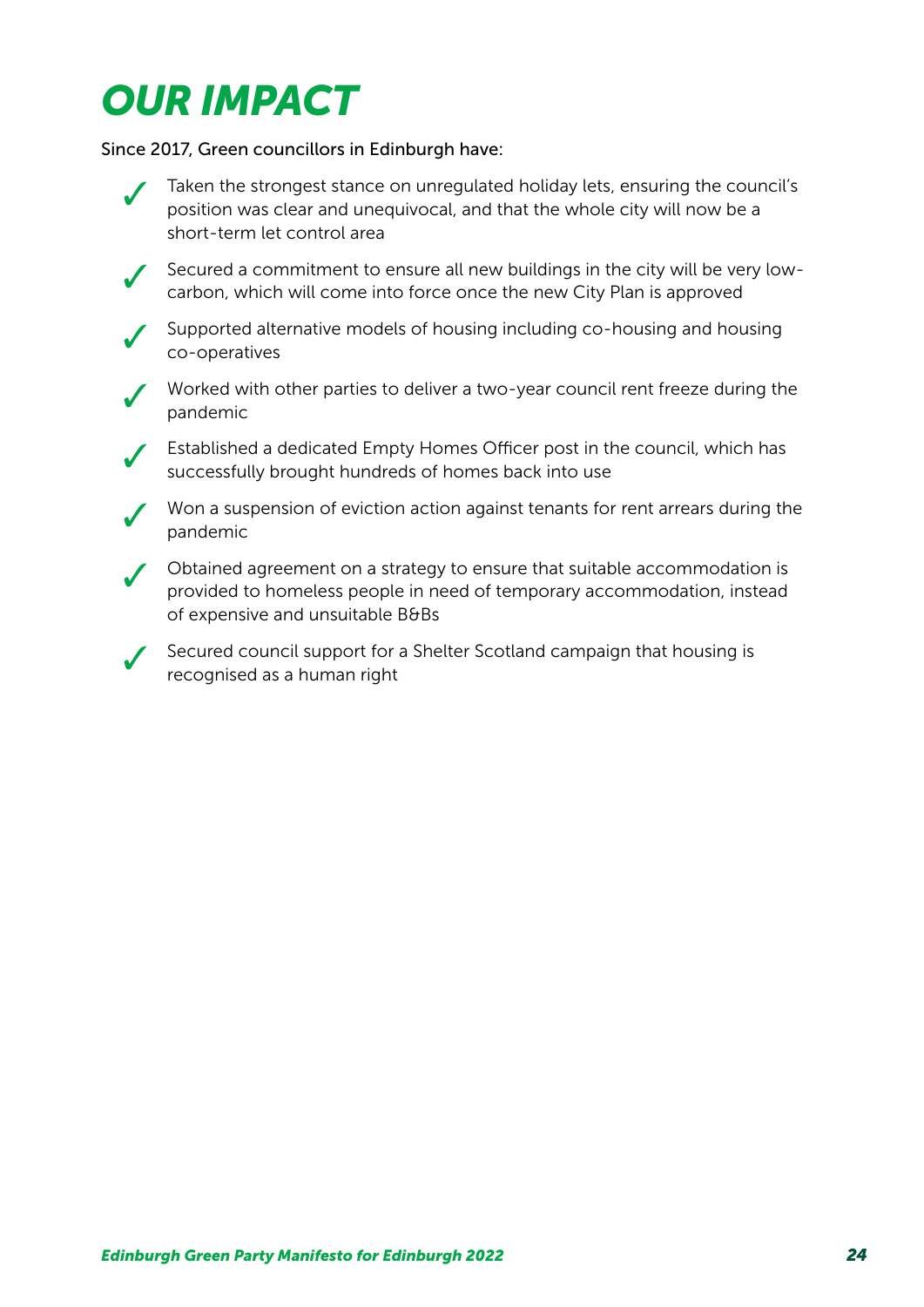# OUR IMPACT

Since 2017, Green councillors in Edinburgh have:

- ✓ Taken the strongest stance on unregulated holiday lets, ensuring the council's position was clear and unequivocal, and that the whole city will now be a short-term let control area
- ✓ Secured a commitment to ensure all new buildings in the city will be very low-carbon, which will come into force once the new City Plan is approved
- ✓ Supported alternative models of housing including co-housing and housing co-operatives
- ✓ Worked with other parties to deliver a two-year council rent freeze during the pandemic
- ✓ Established a dedicated Empty Homes Officer post in the council, which has successfully brought hundreds of homes back into use
- ✓ Won a suspension of eviction action against tenants for rent arrears during the pandemic
- ✓ Obtained agreement on a strategy to ensure that suitable accommodation is provided to homeless people in need of temporary accommodation, instead of expensive and unsuitable B&Bs
- ✓ Secured council support for a Shelter Scotland campaign that housing is recognised as a human right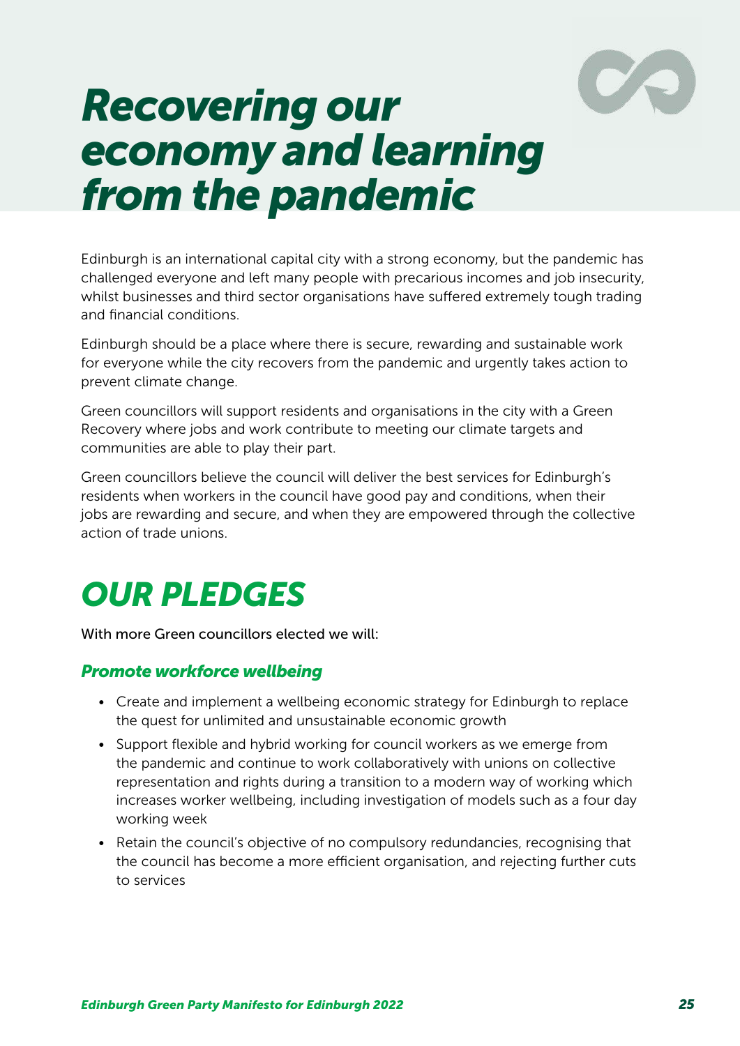# *Recovering our economy and learning from the pandemic*

Edinburgh is an international capital city with a strong economy, but the pandemic has challenged everyone and left many people with precarious incomes and job insecurity, whilst businesses and third sector organisations have suffered extremely tough trading and financial conditions.

Edinburgh should be a place where there is secure, rewarding and sustainable work for everyone while the city recovers from the pandemic and urgently takes action to prevent climate change.

Green councillors will support residents and organisations in the city with a Green Recovery where jobs and work contribute to meeting our climate targets and communities are able to play their part.

Green councillors believe the council will deliver the best services for Edinburgh's residents when workers in the council have good pay and conditions, when their jobs are rewarding and secure, and when they are empowered through the collective action of trade unions.

## *OUR PLEDGES*

With more Green councillors elected we will:

### *Promote workforce wellbeing*

- Create and implement a wellbeing economic strategy for Edinburgh to replace the quest for unlimited and unsustainable economic growth
- Support flexible and hybrid working for council workers as we emerge from the pandemic and continue to work collaboratively with unions on collective representation and rights during a transition to a modern way of working which increases worker wellbeing, including investigation of models such as a four day working week
- Retain the council's objective of no compulsory redundancies, recognising that the council has become a more efficient organisation, and rejecting further cuts to services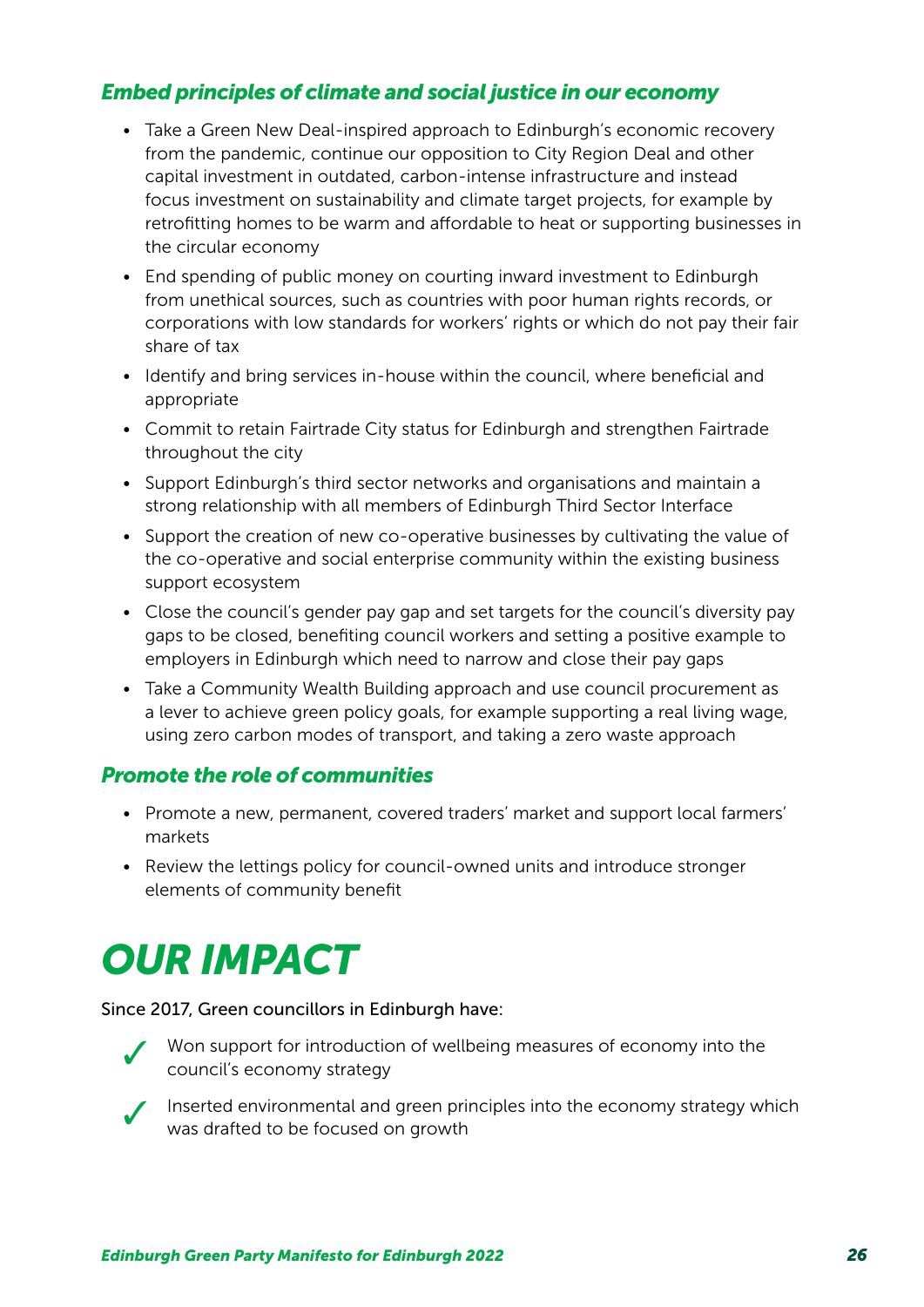### *Embed principles of climate and social justice in our economy*

- Take a Green New Deal-inspired approach to Edinburgh's economic recovery from the pandemic, continue our opposition to City Region Deal and other capital investment in outdated, carbon-intense infrastructure and instead focus investment on sustainability and climate target projects, for example by retrofitting homes to be warm and affordable to heat or supporting businesses in the circular economy
- End spending of public money on courting inward investment to Edinburgh from unethical sources, such as countries with poor human rights records, or corporations with low standards for workers' rights or which do not pay their fair share of tax
- Identify and bring services in-house within the council, where beneficial and appropriate
- Commit to retain Fairtrade City status for Edinburgh and strengthen Fairtrade throughout the city
- Support Edinburgh's third sector networks and organisations and maintain a strong relationship with all members of Edinburgh Third Sector Interface
- Support the creation of new co-operative businesses by cultivating the value of the co-operative and social enterprise community within the existing business support ecosystem
- Close the council's gender pay gap and set targets for the council's diversity pay gaps to be closed, benefiting council workers and setting a positive example to employers in Edinburgh which need to narrow and close their pay gaps
- Take a Community Wealth Building approach and use council procurement as a lever to achieve green policy goals, for example supporting a real living wage, using zero carbon modes of transport, and taking a zero waste approach

### *Promote the role of communities*

- Promote a new, permanent, covered traders' market and support local farmers' markets
- Review the lettings policy for council-owned units and introduce stronger elements of community benefit

# *OUR IMPACT*

Since 2017, Green councillors in Edinburgh have:

- ✓ Won support for introduction of wellbeing measures of economy into the council's economy strategy
- ✓ Inserted environmental and green principles into the economy strategy which was drafted to be focused on growth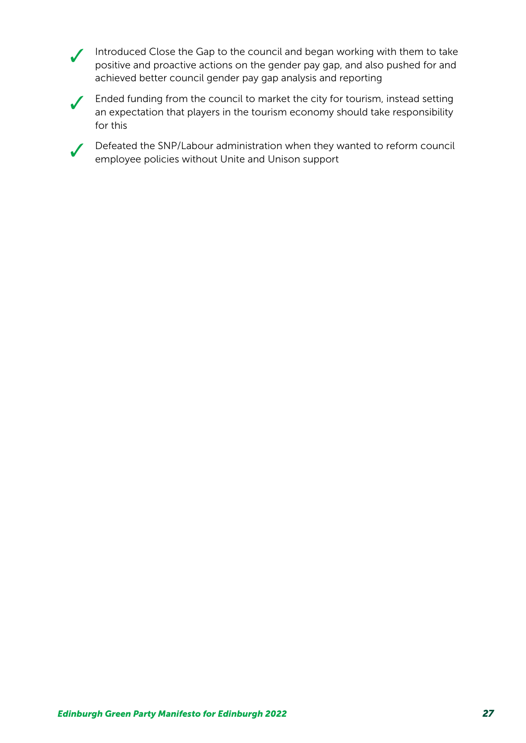- ✓ Introduced Close the Gap to the council and began working with them to take positive and proactive actions on the gender pay gap, and also pushed for and achieved better council gender pay gap analysis and reporting
- ✓ Ended funding from the council to market the city for tourism, instead setting an expectation that players in the tourism economy should take responsibility for this
- ✓ Defeated the SNP/Labour administration when they wanted to reform council employee policies without Unite and Unison support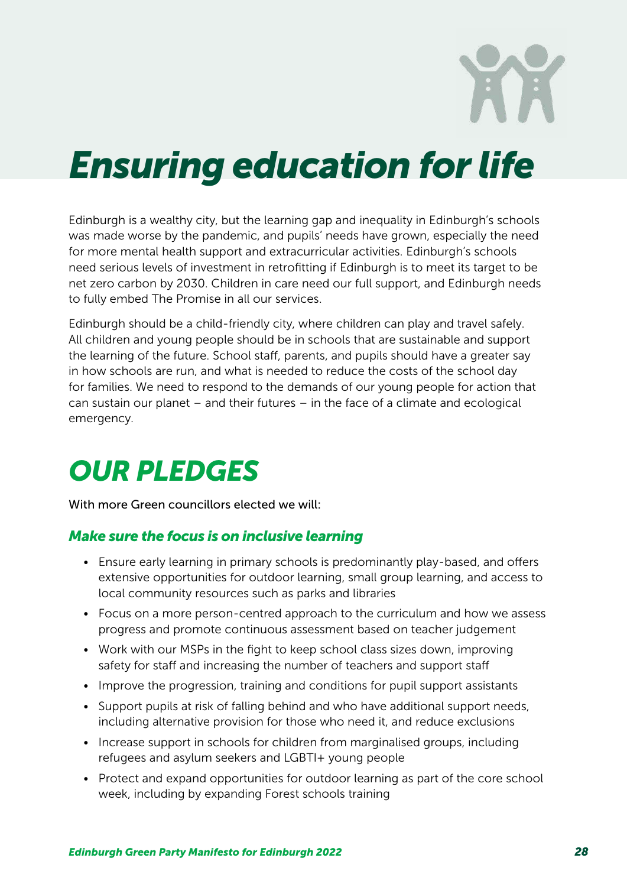# *Ensuring education for life*

Edinburgh is a wealthy city, but the learning gap and inequality in Edinburgh's schools was made worse by the pandemic, and pupils' needs have grown, especially the need for more mental health support and extracurricular activities. Edinburgh's schools need serious levels of investment in retrofitting if Edinburgh is to meet its target to be net zero carbon by 2030. Children in care need our full support, and Edinburgh needs to fully embed The Promise in all our services.

Edinburgh should be a child-friendly city, where children can play and travel safely. All children and young people should be in schools that are sustainable and support the learning of the future. School staff, parents, and pupils should have a greater say in how schools are run, and what is needed to reduce the costs of the school day for families. We need to respond to the demands of our young people for action that can sustain our planet – and their futures – in the face of a climate and ecological emergency.

## *OUR PLEDGES*

With more Green councillors elected we will:

### *Make sure the focus is on inclusive learning*

- Ensure early learning in primary schools is predominantly play-based, and offers extensive opportunities for outdoor learning, small group learning, and access to local community resources such as parks and libraries
- Focus on a more person-centred approach to the curriculum and how we assess progress and promote continuous assessment based on teacher judgement
- Work with our MSPs in the fight to keep school class sizes down, improving safety for staff and increasing the number of teachers and support staff
- Improve the progression, training and conditions for pupil support assistants
- Support pupils at risk of falling behind and who have additional support needs, including alternative provision for those who need it, and reduce exclusions
- Increase support in schools for children from marginalised groups, including refugees and asylum seekers and LGBTI+ young people
- Protect and expand opportunities for outdoor learning as part of the core school week, including by expanding Forest schools training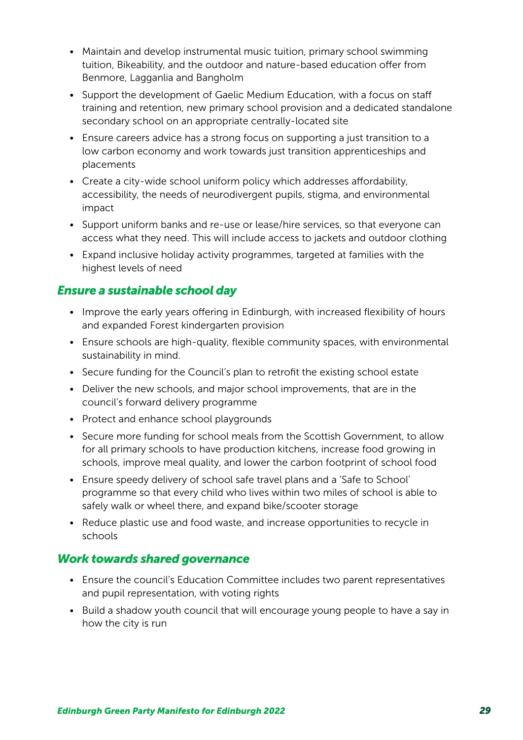- Maintain and develop instrumental music tuition, primary school swimming tuition, Bikeability, and the outdoor and nature-based education offer from Benmore, Lagganlia and Bangholm
- Support the development of Gaelic Medium Education, with a focus on staff training and retention, new primary school provision and a dedicated standalone secondary school on an appropriate centrally-located site
- Ensure careers advice has a strong focus on supporting a just transition to a low carbon economy and work towards just transition apprenticeships and placements
- Create a city-wide school uniform policy which addresses affordability, accessibility, the needs of neurodivergent pupils, stigma, and environmental impact
- Support uniform banks and re-use or lease/hire services, so that everyone can access what they need. This will include access to jackets and outdoor clothing
- Expand inclusive holiday activity programmes, targeted at families with the highest levels of need

### *Ensure a sustainable school day*

- Improve the early years offering in Edinburgh, with increased flexibility of hours and expanded Forest kindergarten provision
- Ensure schools are high-quality, flexible community spaces, with environmental sustainability in mind.
- Secure funding for the Council's plan to retrofit the existing school estate
- Deliver the new schools, and major school improvements, that are in the council's forward delivery programme
- Protect and enhance school playgrounds
- Secure more funding for school meals from the Scottish Government, to allow for all primary schools to have production kitchens, increase food growing in schools, improve meal quality, and lower the carbon footprint of school food
- Ensure speedy delivery of school safe travel plans and a 'Safe to School' programme so that every child who lives within two miles of school is able to safely walk or wheel there, and expand bike/scooter storage
- Reduce plastic use and food waste, and increase opportunities to recycle in schools

### *Work towards shared governance*

- Ensure the council's Education Committee includes two parent representatives and pupil representation, with voting rights
- Build a shadow youth council that will encourage young people to have a say in how the city is run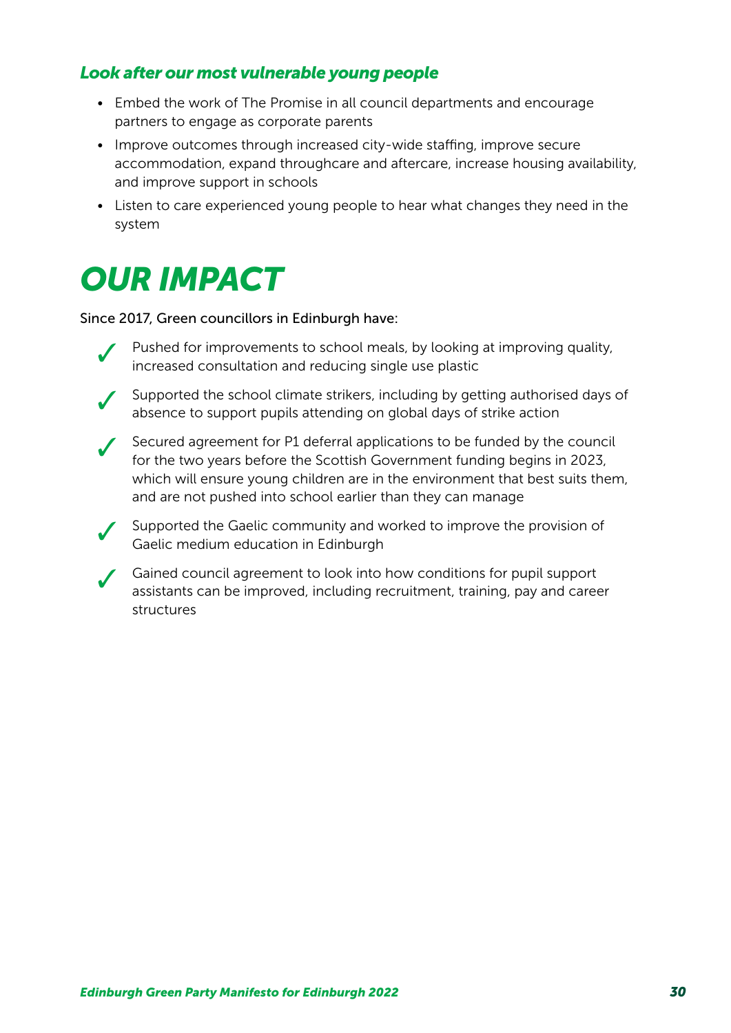### *Look after our most vulnerable young people*

- Embed the work of The Promise in all council departments and encourage partners to engage as corporate parents
- Improve outcomes through increased city-wide staffing, improve secure accommodation, expand throughcare and aftercare, increase housing availability, and improve support in schools
- Listen to care experienced young people to hear what changes they need in the system

# *OUR IMPACT*

Since 2017, Green councillors in Edinburgh have:

- ✓ Pushed for improvements to school meals, by looking at improving quality, increased consultation and reducing single use plastic
- ✓ Supported the school climate strikers, including by getting authorised days of absence to support pupils attending on global days of strike action
- ✓ Secured agreement for P1 deferral applications to be funded by the council for the two years before the Scottish Government funding begins in 2023, which will ensure young children are in the environment that best suits them, and are not pushed into school earlier than they can manage
- ✓ Supported the Gaelic community and worked to improve the provision of Gaelic medium education in Edinburgh
- ✓ Gained council agreement to look into how conditions for pupil support assistants can be improved, including recruitment, training, pay and career structures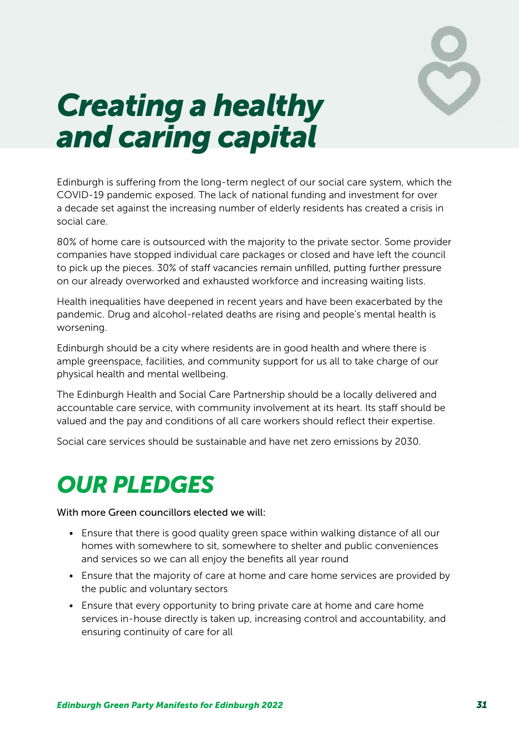# *Creating a healthy and caring capital*

Edinburgh is suffering from the long-term neglect of our social care system, which the COVID-19 pandemic exposed. The lack of national funding and investment for over a decade set against the increasing number of elderly residents has created a crisis in social care.

80% of home care is outsourced with the majority to the private sector. Some provider companies have stopped individual care packages or closed and have left the council to pick up the pieces. 30% of staff vacancies remain unfilled, putting further pressure on our already overworked and exhausted workforce and increasing waiting lists.

Health inequalities have deepened in recent years and have been exacerbated by the pandemic. Drug and alcohol-related deaths are rising and people's mental health is worsening.

Edinburgh should be a city where residents are in good health and where there is ample greenspace, facilities, and community support for us all to take charge of our physical health and mental wellbeing.

The Edinburgh Health and Social Care Partnership should be a locally delivered and accountable care service, with community involvement at its heart. Its staff should be valued and the pay and conditions of all care workers should reflect their expertise.

Social care services should be sustainable and have net zero emissions by 2030.

## *OUR PLEDGES*

With more Green councillors elected we will:

- Ensure that there is good quality green space within walking distance of all our homes with somewhere to sit, somewhere to shelter and public conveniences and services so we can all enjoy the benefits all year round
- Ensure that the majority of care at home and care home services are provided by the public and voluntary sectors
- Ensure that every opportunity to bring private care at home and care home services in-house directly is taken up, increasing control and accountability, and ensuring continuity of care for all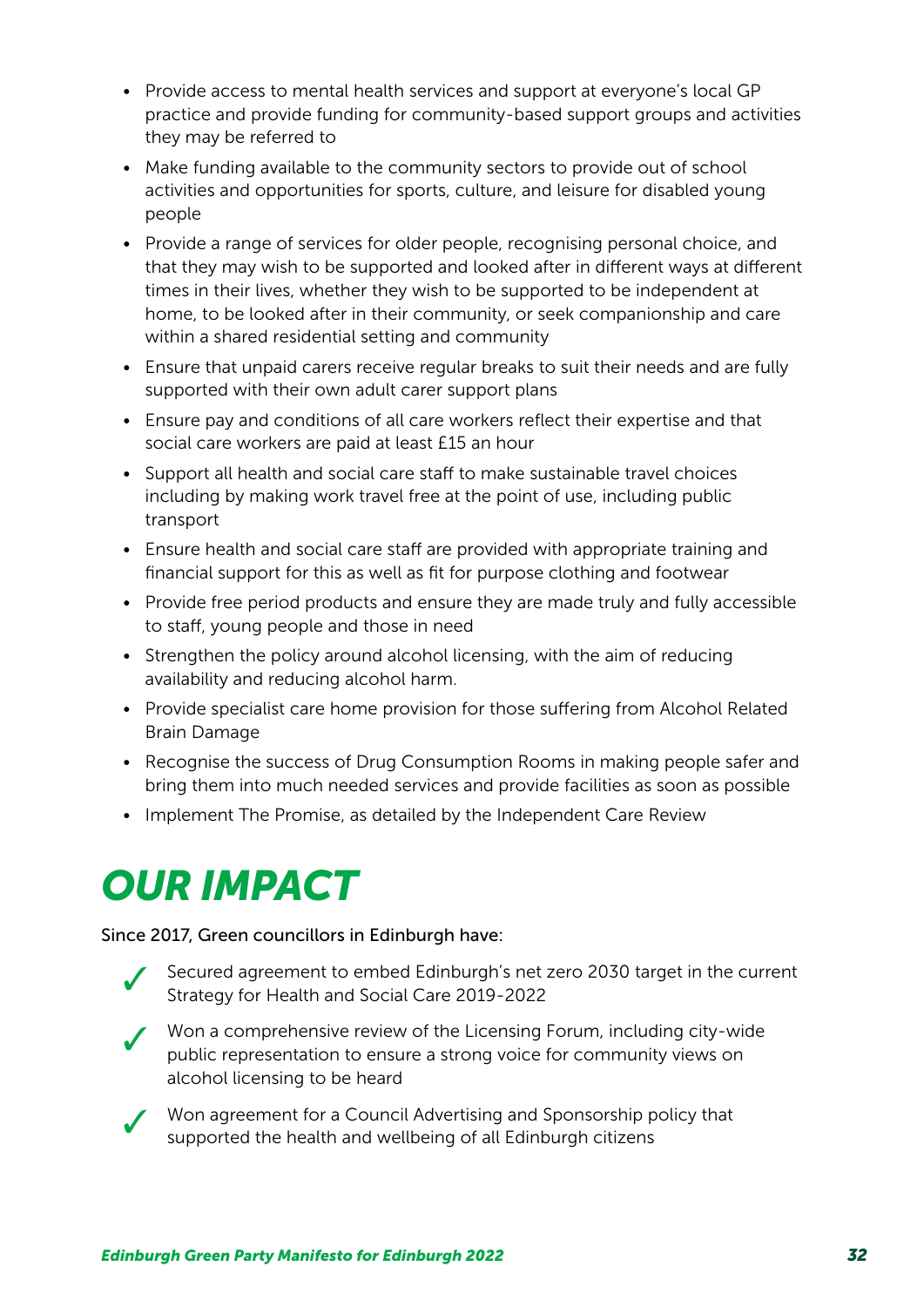- Provide access to mental health services and support at everyone's local GP practice and provide funding for community-based support groups and activities they may be referred to
- Make funding available to the community sectors to provide out of school activities and opportunities for sports, culture, and leisure for disabled young people
- Provide a range of services for older people, recognising personal choice, and that they may wish to be supported and looked after in different ways at different times in their lives, whether they wish to be supported to be independent at home, to be looked after in their community, or seek companionship and care within a shared residential setting and community
- Ensure that unpaid carers receive regular breaks to suit their needs and are fully supported with their own adult carer support plans
- Ensure pay and conditions of all care workers reflect their expertise and that social care workers are paid at least £15 an hour
- Support all health and social care staff to make sustainable travel choices including by making work travel free at the point of use, including public transport
- Ensure health and social care staff are provided with appropriate training and financial support for this as well as fit for purpose clothing and footwear
- Provide free period products and ensure they are made truly and fully accessible to staff, young people and those in need
- Strengthen the policy around alcohol licensing, with the aim of reducing availability and reducing alcohol harm.
- Provide specialist care home provision for those suffering from Alcohol Related Brain Damage
- Recognise the success of Drug Consumption Rooms in making people safer and bring them into much needed services and provide facilities as soon as possible
- Implement The Promise, as detailed by the Independent Care Review

# *OUR IMPACT*

Since 2017, Green councillors in Edinburgh have:

- ✓ Secured agreement to embed Edinburgh's net zero 2030 target in the current Strategy for Health and Social Care 2019-2022
- ✓ Won a comprehensive review of the Licensing Forum, including city-wide public representation to ensure a strong voice for community views on alcohol licensing to be heard
- ✓ Won agreement for a Council Advertising and Sponsorship policy that supported the health and wellbeing of all Edinburgh citizens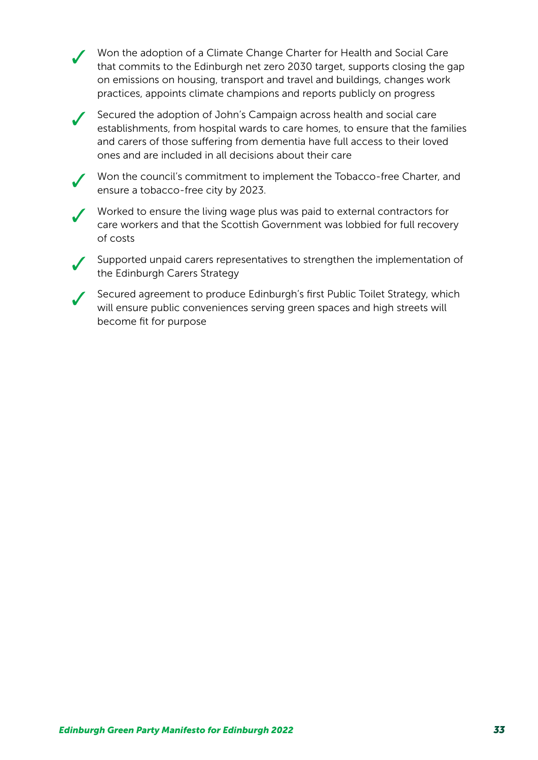- ✓ Won the adoption of a Climate Change Charter for Health and Social Care that commits to the Edinburgh net zero 2030 target, supports closing the gap on emissions on housing, transport and travel and buildings, changes work practices, appoints climate champions and reports publicly on progress
- ✓ Secured the adoption of John's Campaign across health and social care establishments, from hospital wards to care homes, to ensure that the families and carers of those suffering from dementia have full access to their loved ones and are included in all decisions about their care
- ✓ Won the council's commitment to implement the Tobacco-free Charter, and ensure a tobacco-free city by 2023.
- ✓ Worked to ensure the living wage plus was paid to external contractors for care workers and that the Scottish Government was lobbied for full recovery of costs
- ✓ Supported unpaid carers representatives to strengthen the implementation of the Edinburgh Carers Strategy
- ✓ Secured agreement to produce Edinburgh's first Public Toilet Strategy, which will ensure public conveniences serving green spaces and high streets will become fit for purpose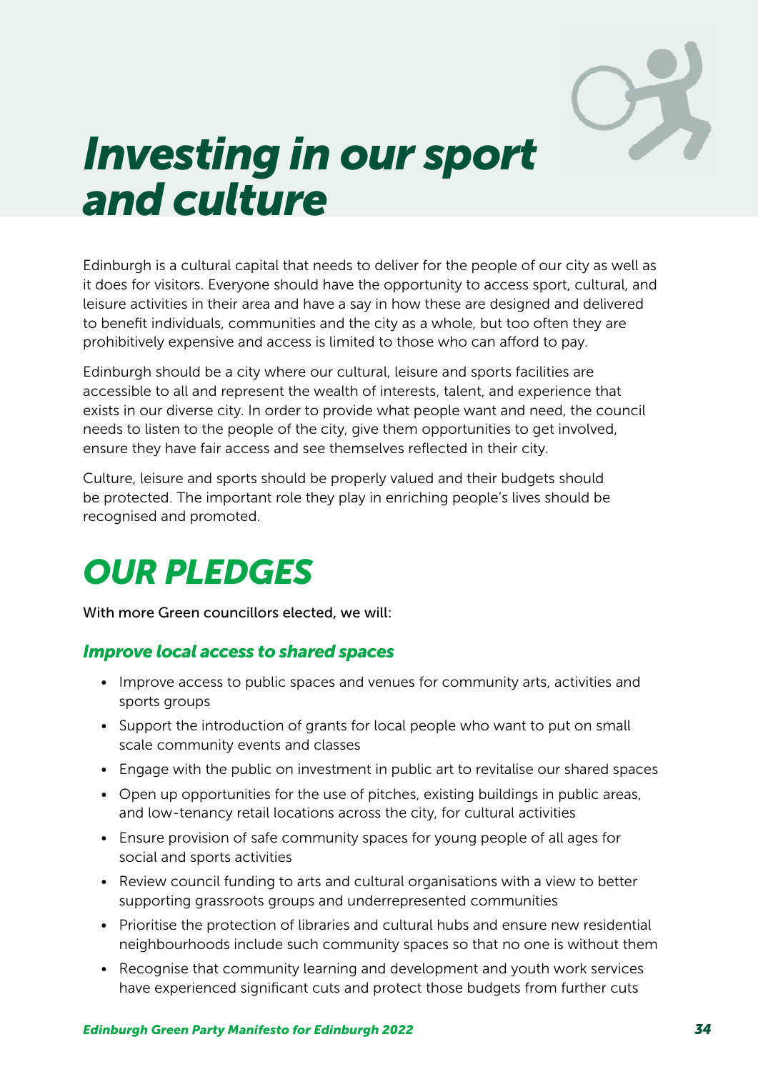# *Investing in our sport and culture*

Edinburgh is a cultural capital that needs to deliver for the people of our city as well as it does for visitors. Everyone should have the opportunity to access sport, cultural, and leisure activities in their area and have a say in how these are designed and delivered to benefit individuals, communities and the city as a whole, but too often they are prohibitively expensive and access is limited to those who can afford to pay.

Edinburgh should be a city where our cultural, leisure and sports facilities are accessible to all and represent the wealth of interests, talent, and experience that exists in our diverse city. In order to provide what people want and need, the council needs to listen to the people of the city, give them opportunities to get involved, ensure they have fair access and see themselves reflected in their city.

Culture, leisure and sports should be properly valued and their budgets should be protected. The important role they play in enriching people's lives should be recognised and promoted.

## *OUR PLEDGES*

With more Green councillors elected, we will:

### *Improve local access to shared spaces*

- Improve access to public spaces and venues for community arts, activities and sports groups
- Support the introduction of grants for local people who want to put on small scale community events and classes
- Engage with the public on investment in public art to revitalise our shared spaces
- Open up opportunities for the use of pitches, existing buildings in public areas, and low-tenancy retail locations across the city, for cultural activities
- Ensure provision of safe community spaces for young people of all ages for social and sports activities
- Review council funding to arts and cultural organisations with a view to better supporting grassroots groups and underrepresented communities
- Prioritise the protection of libraries and cultural hubs and ensure new residential neighbourhoods include such community spaces so that no one is without them
- Recognise that community learning and development and youth work services have experienced significant cuts and protect those budgets from further cuts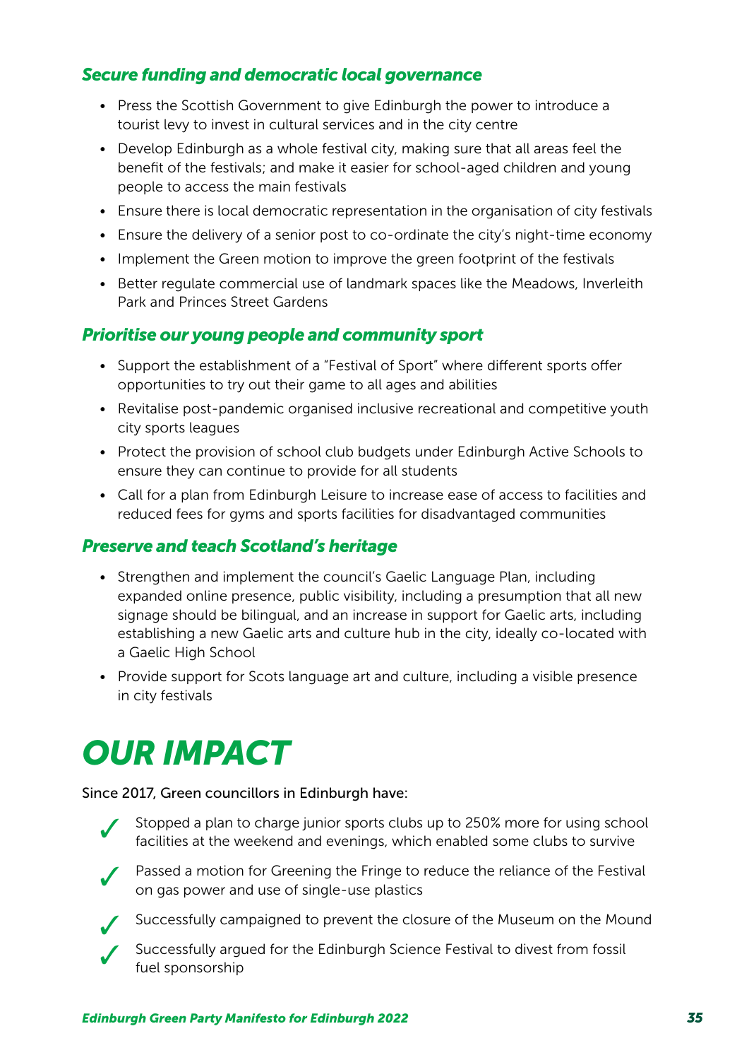### *Secure funding and democratic local governance*

- Press the Scottish Government to give Edinburgh the power to introduce a tourist levy to invest in cultural services and in the city centre
- Develop Edinburgh as a whole festival city, making sure that all areas feel the benefit of the festivals; and make it easier for school-aged children and young people to access the main festivals
- Ensure there is local democratic representation in the organisation of city festivals
- Ensure the delivery of a senior post to co-ordinate the city's night-time economy
- Implement the Green motion to improve the green footprint of the festivals
- Better regulate commercial use of landmark spaces like the Meadows, Inverleith Park and Princes Street Gardens

### *Prioritise our young people and community sport*

- Support the establishment of a "Festival of Sport" where different sports offer opportunities to try out their game to all ages and abilities
- Revitalise post-pandemic organised inclusive recreational and competitive youth city sports leagues
- Protect the provision of school club budgets under Edinburgh Active Schools to ensure they can continue to provide for all students
- Call for a plan from Edinburgh Leisure to increase ease of access to facilities and reduced fees for gyms and sports facilities for disadvantaged communities

### *Preserve and teach Scotland's heritage*

- Strengthen and implement the council's Gaelic Language Plan, including expanded online presence, public visibility, including a presumption that all new signage should be bilingual, and an increase in support for Gaelic arts, including establishing a new Gaelic arts and culture hub in the city, ideally co-located with a Gaelic High School
- Provide support for Scots language art and culture, including a visible presence in city festivals

# *OUR IMPACT*

Since 2017, Green councillors in Edinburgh have:

- ✓ Stopped a plan to charge junior sports clubs up to 250% more for using school facilities at the weekend and evenings, which enabled some clubs to survive
- ✓ Passed a motion for Greening the Fringe to reduce the reliance of the Festival on gas power and use of single-use plastics
- ✓ Successfully campaigned to prevent the closure of the Museum on the Mound
- ✓ Successfully argued for the Edinburgh Science Festival to divest from fossil fuel sponsorship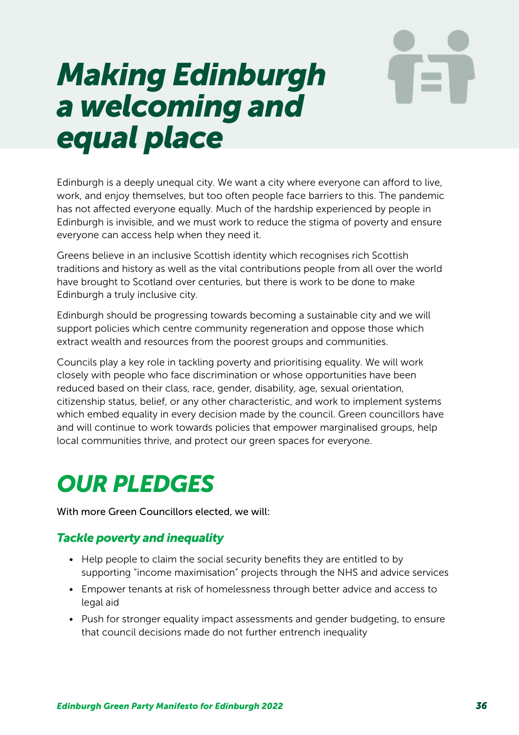# *Making Edinburgh a welcoming and equal place*

Edinburgh is a deeply unequal city. We want a city where everyone can afford to live, work, and enjoy themselves, but too often people face barriers to this. The pandemic has not affected everyone equally. Much of the hardship experienced by people in Edinburgh is invisible, and we must work to reduce the stigma of poverty and ensure everyone can access help when they need it.

Greens believe in an inclusive Scottish identity which recognises rich Scottish traditions and history as well as the vital contributions people from all over the world have brought to Scotland over centuries, but there is work to be done to make Edinburgh a truly inclusive city.

Edinburgh should be progressing towards becoming a sustainable city and we will support policies which centre community regeneration and oppose those which extract wealth and resources from the poorest groups and communities.

Councils play a key role in tackling poverty and prioritising equality. We will work closely with people who face discrimination or whose opportunities have been reduced based on their class, race, gender, disability, age, sexual orientation, citizenship status, belief, or any other characteristic, and work to implement systems which embed equality in every decision made by the council. Green councillors have and will continue to work towards policies that empower marginalised groups, help local communities thrive, and protect our green spaces for everyone.

## *OUR PLEDGES*

With more Green Councillors elected, we will:

### *Tackle poverty and inequality*

- Help people to claim the social security benefits they are entitled to by supporting "income maximisation" projects through the NHS and advice services
- Empower tenants at risk of homelessness through better advice and access to legal aid
- Push for stronger equality impact assessments and gender budgeting, to ensure that council decisions made do not further entrench inequality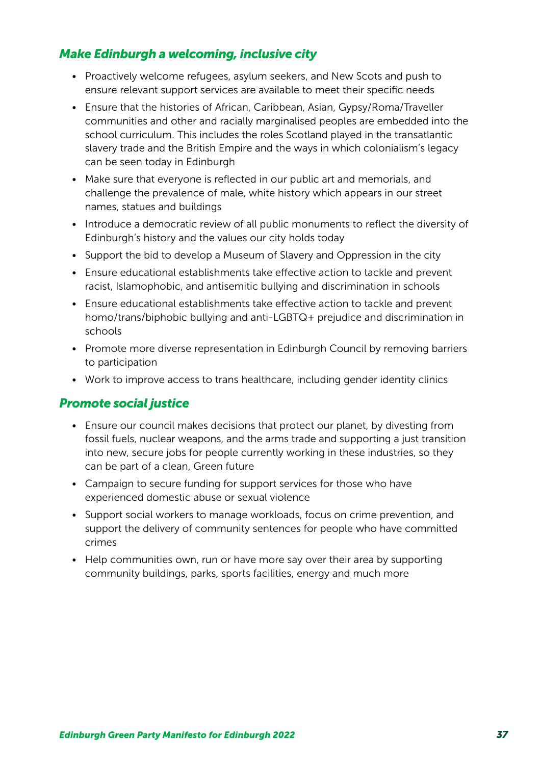### *Make Edinburgh a welcoming, inclusive city*

- Proactively welcome refugees, asylum seekers, and New Scots and push to ensure relevant support services are available to meet their specific needs
- Ensure that the histories of African, Caribbean, Asian, Gypsy/Roma/Traveller communities and other and racially marginalised peoples are embedded into the school curriculum. This includes the roles Scotland played in the transatlantic slavery trade and the British Empire and the ways in which colonialism's legacy can be seen today in Edinburgh
- Make sure that everyone is reflected in our public art and memorials, and challenge the prevalence of male, white history which appears in our street names, statues and buildings
- Introduce a democratic review of all public monuments to reflect the diversity of Edinburgh's history and the values our city holds today
- Support the bid to develop a Museum of Slavery and Oppression in the city
- Ensure educational establishments take effective action to tackle and prevent racist, Islamophobic, and antisemitic bullying and discrimination in schools
- Ensure educational establishments take effective action to tackle and prevent homo/trans/biphobic bullying and anti-LGBTQ+ prejudice and discrimination in schools
- Promote more diverse representation in Edinburgh Council by removing barriers to participation
- Work to improve access to trans healthcare, including gender identity clinics

### *Promote social justice*

- Ensure our council makes decisions that protect our planet, by divesting from fossil fuels, nuclear weapons, and the arms trade and supporting a just transition into new, secure jobs for people currently working in these industries, so they can be part of a clean, Green future
- Campaign to secure funding for support services for those who have experienced domestic abuse or sexual violence
- Support social workers to manage workloads, focus on crime prevention, and support the delivery of community sentences for people who have committed crimes
- Help communities own, run or have more say over their area by supporting community buildings, parks, sports facilities, energy and much more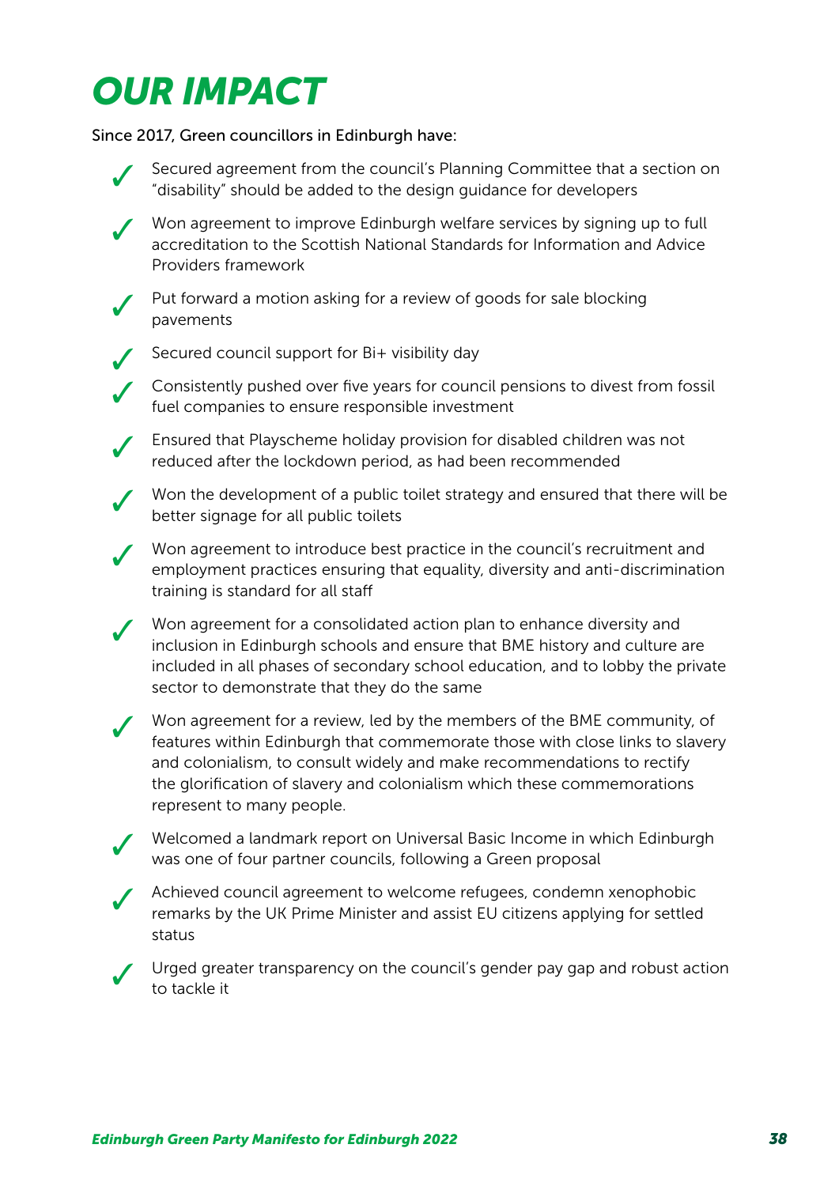# OUR IMPACT

Since 2017, Green councillors in Edinburgh have:

- ✓ Secured agreement from the council's Planning Committee that a section on "disability" should be added to the design guidance for developers
- ✓ Won agreement to improve Edinburgh welfare services by signing up to full accreditation to the Scottish National Standards for Information and Advice Providers framework
- ✓ Put forward a motion asking for a review of goods for sale blocking pavements
- ✓ Secured council support for Bi+ visibility day
- ✓ Consistently pushed over five years for council pensions to divest from fossil fuel companies to ensure responsible investment
- ✓ Ensured that Playscheme holiday provision for disabled children was not reduced after the lockdown period, as had been recommended
- ✓ Won the development of a public toilet strategy and ensured that there will be better signage for all public toilets
- ✓ Won agreement to introduce best practice in the council's recruitment and employment practices ensuring that equality, diversity and anti-discrimination training is standard for all staff
- ✓ Won agreement for a consolidated action plan to enhance diversity and inclusion in Edinburgh schools and ensure that BME history and culture are included in all phases of secondary school education, and to lobby the private sector to demonstrate that they do the same
- ✓ Won agreement for a review, led by the members of the BME community, of features within Edinburgh that commemorate those with close links to slavery and colonialism, to consult widely and make recommendations to rectify the glorification of slavery and colonialism which these commemorations represent to many people.
- ✓ Welcomed a landmark report on Universal Basic Income in which Edinburgh was one of four partner councils, following a Green proposal
- ✓ Achieved council agreement to welcome refugees, condemn xenophobic remarks by the UK Prime Minister and assist EU citizens applying for settled status
- ✓ Urged greater transparency on the council's gender pay gap and robust action to tackle it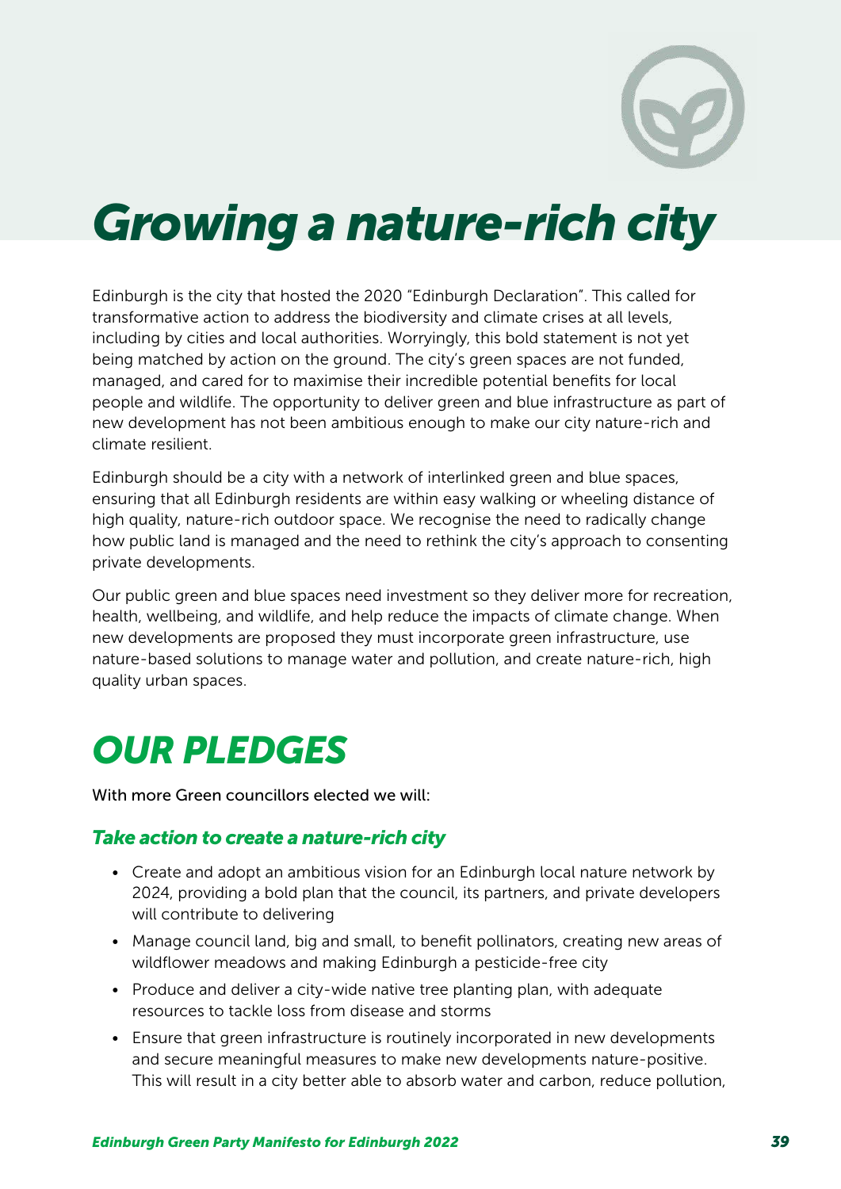# Growing a nature-rich city

Edinburgh is the city that hosted the 2020 "Edinburgh Declaration". This called for transformative action to address the biodiversity and climate crises at all levels, including by cities and local authorities. Worryingly, this bold statement is not yet being matched by action on the ground. The city's green spaces are not funded, managed, and cared for to maximise their incredible potential benefits for local people and wildlife. The opportunity to deliver green and blue infrastructure as part of new development has not been ambitious enough to make our city nature-rich and climate resilient.

Edinburgh should be a city with a network of interlinked green and blue spaces, ensuring that all Edinburgh residents are within easy walking or wheeling distance of high quality, nature-rich outdoor space. We recognise the need to radically change how public land is managed and the need to rethink the city's approach to consenting private developments.

Our public green and blue spaces need investment so they deliver more for recreation, health, wellbeing, and wildlife, and help reduce the impacts of climate change. When new developments are proposed they must incorporate green infrastructure, use nature-based solutions to manage water and pollution, and create nature-rich, high quality urban spaces.

## OUR PLEDGES

With more Green councillors elected we will:

### *Take action to create a nature-rich city*

- Create and adopt an ambitious vision for an Edinburgh local nature network by 2024, providing a bold plan that the council, its partners, and private developers will contribute to delivering
- Manage council land, big and small, to benefit pollinators, creating new areas of wildflower meadows and making Edinburgh a pesticide-free city
- Produce and deliver a city-wide native tree planting plan, with adequate resources to tackle loss from disease and storms
- Ensure that green infrastructure is routinely incorporated in new developments and secure meaningful measures to make new developments nature-positive. This will result in a city better able to absorb water and carbon, reduce pollution,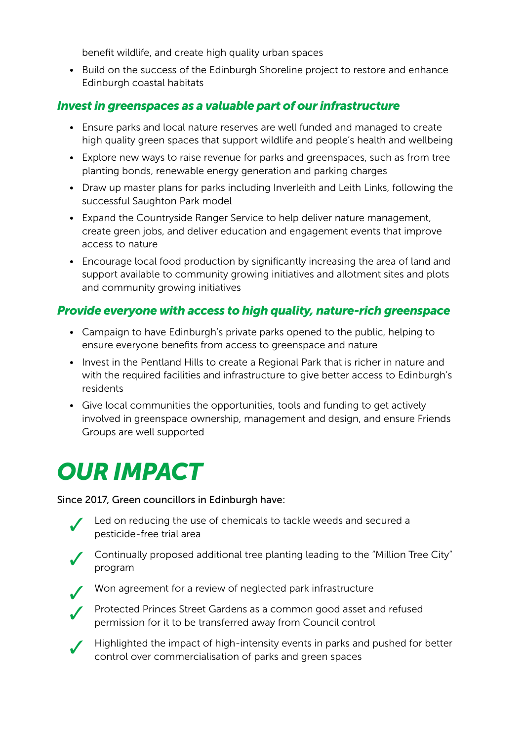benefit wildlife, and create high quality urban spaces

- Build on the success of the Edinburgh Shoreline project to restore and enhance Edinburgh coastal habitats

### *Invest in greenspaces as a valuable part of our infrastructure*

- Ensure parks and local nature reserves are well funded and managed to create high quality green spaces that support wildlife and people's health and wellbeing
- Explore new ways to raise revenue for parks and greenspaces, such as from tree planting bonds, renewable energy generation and parking charges
- Draw up master plans for parks including Inverleith and Leith Links, following the successful Saughton Park model
- Expand the Countryside Ranger Service to help deliver nature management, create green jobs, and deliver education and engagement events that improve access to nature
- Encourage local food production by significantly increasing the area of land and support available to community growing initiatives and allotment sites and plots and community growing initiatives

### *Provide everyone with access to high quality, nature-rich greenspace*

- Campaign to have Edinburgh's private parks opened to the public, helping to ensure everyone benefits from access to greenspace and nature
- Invest in the Pentland Hills to create a Regional Park that is richer in nature and with the required facilities and infrastructure to give better access to Edinburgh's residents
- Give local communities the opportunities, tools and funding to get actively involved in greenspace ownership, management and design, and ensure Friends Groups are well supported

# *OUR IMPACT*

Since 2017, Green councillors in Edinburgh have:

- ✓ Led on reducing the use of chemicals to tackle weeds and secured a pesticide-free trial area
- ✓ Continually proposed additional tree planting leading to the "Million Tree City" program
- ✓ Won agreement for a review of neglected park infrastructure
- ✓ Protected Princes Street Gardens as a common good asset and refused permission for it to be transferred away from Council control
- ✓ Highlighted the impact of high-intensity events in parks and pushed for better control over commercialisation of parks and green spaces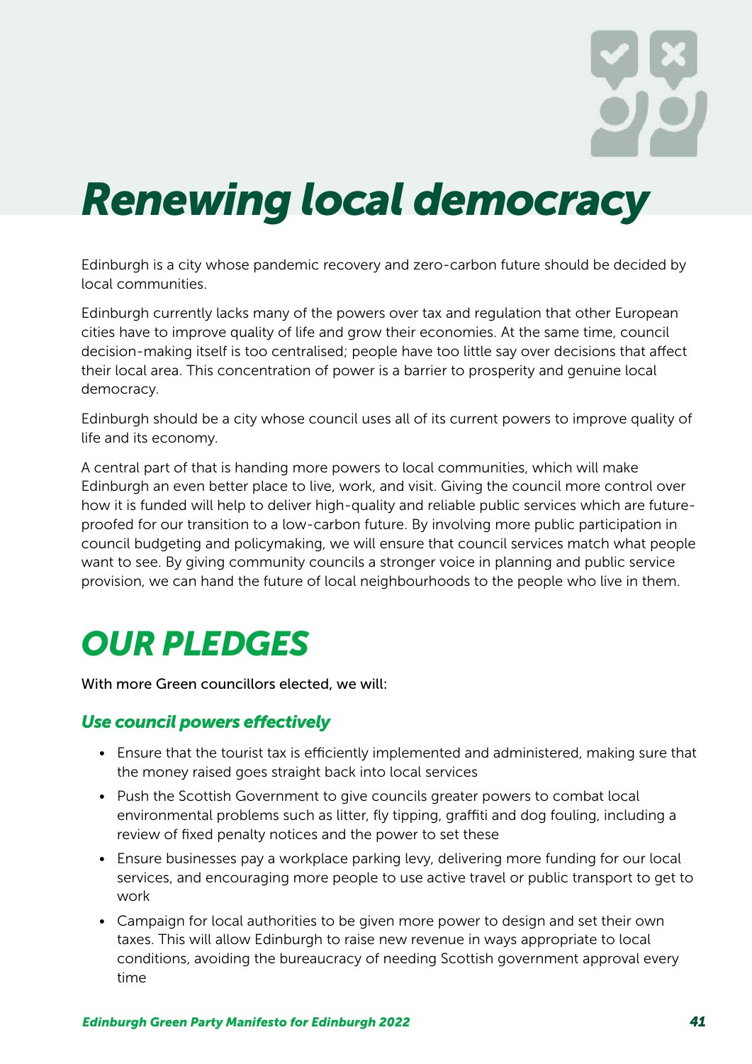# Renewing local democracy

Edinburgh is a city whose pandemic recovery and zero-carbon future should be decided by local communities.

Edinburgh currently lacks many of the powers over tax and regulation that other European cities have to improve quality of life and grow their economies. At the same time, council decision-making itself is too centralised; people have too little say over decisions that affect their local area. This concentration of power is a barrier to prosperity and genuine local democracy.

Edinburgh should be a city whose council uses all of its current powers to improve quality of life and its economy.

A central part of that is handing more powers to local communities, which will make Edinburgh an even better place to live, work, and visit. Giving the council more control over how it is funded will help to deliver high-quality and reliable public services which are future-proofed for our transition to a low-carbon future. By involving more public participation in council budgeting and policymaking, we will ensure that council services match what people want to see. By giving community councils a stronger voice in planning and public service provision, we can hand the future of local neighbourhoods to the people who live in them.

## OUR PLEDGES

With more Green councillors elected, we will:

### Use council powers effectively

- Ensure that the tourist tax is efficiently implemented and administered, making sure that the money raised goes straight back into local services
- Push the Scottish Government to give councils greater powers to combat local environmental problems such as litter, fly tipping, graffiti and dog fouling, including a review of fixed penalty notices and the power to set these
- Ensure businesses pay a workplace parking levy, delivering more funding for our local services, and encouraging more people to use active travel or public transport to get to work
- Campaign for local authorities to be given more power to design and set their own taxes. This will allow Edinburgh to raise new revenue in ways appropriate to local conditions, avoiding the bureaucracy of needing Scottish government approval every time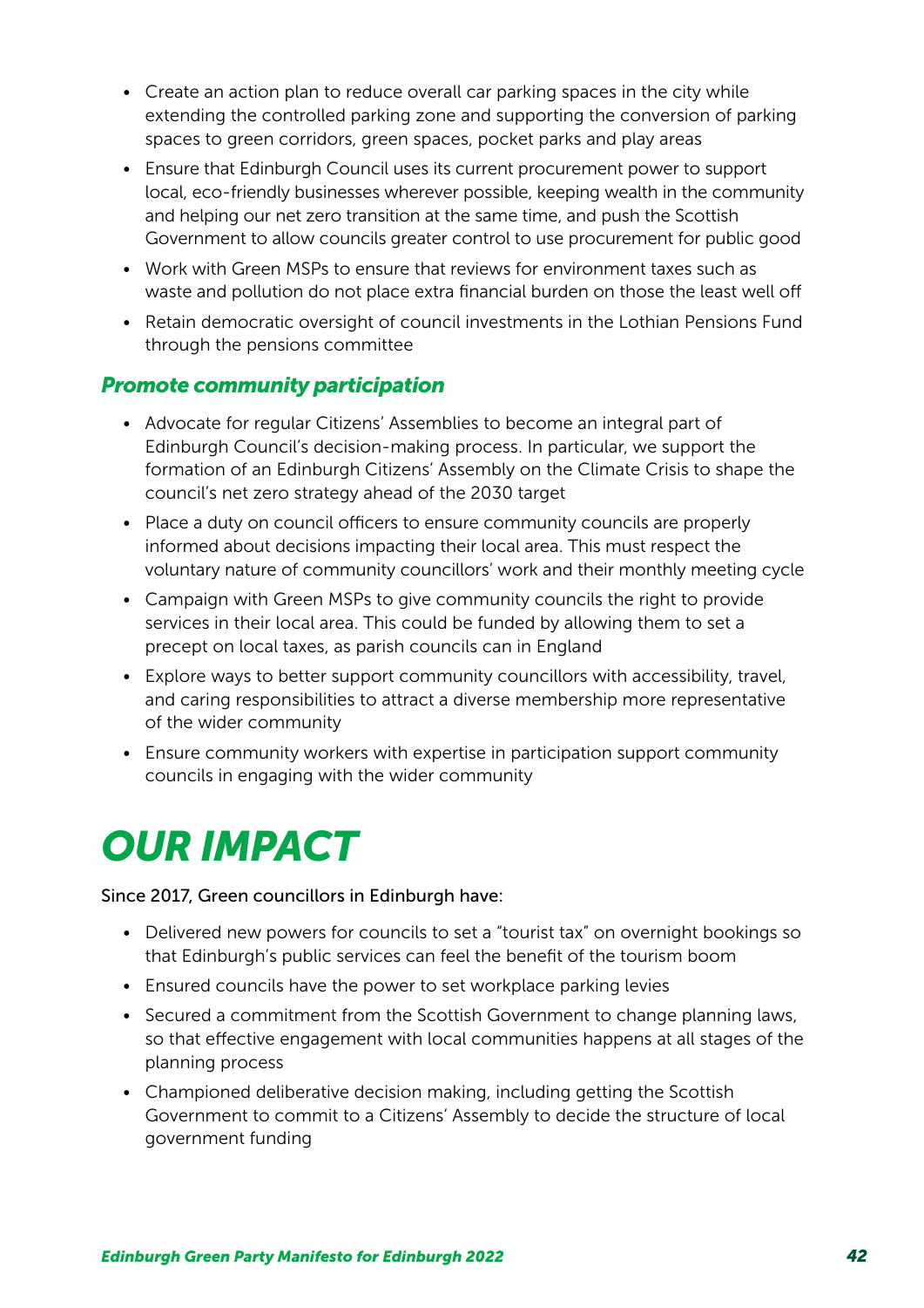- Create an action plan to reduce overall car parking spaces in the city while extending the controlled parking zone and supporting the conversion of parking spaces to green corridors, green spaces, pocket parks and play areas
- Ensure that Edinburgh Council uses its current procurement power to support local, eco-friendly businesses wherever possible, keeping wealth in the community and helping our net zero transition at the same time, and push the Scottish Government to allow councils greater control to use procurement for public good
- Work with Green MSPs to ensure that reviews for environment taxes such as waste and pollution do not place extra financial burden on those the least well off
- Retain democratic oversight of council investments in the Lothian Pensions Fund through the pensions committee

### *Promote community participation*

- Advocate for regular Citizens' Assemblies to become an integral part of Edinburgh Council's decision-making process. In particular, we support the formation of an Edinburgh Citizens' Assembly on the Climate Crisis to shape the council's net zero strategy ahead of the 2030 target
- Place a duty on council officers to ensure community councils are properly informed about decisions impacting their local area. This must respect the voluntary nature of community councillors' work and their monthly meeting cycle
- Campaign with Green MSPs to give community councils the right to provide services in their local area. This could be funded by allowing them to set a precept on local taxes, as parish councils can in England
- Explore ways to better support community councillors with accessibility, travel, and caring responsibilities to attract a diverse membership more representative of the wider community
- Ensure community workers with expertise in participation support community councils in engaging with the wider community

# *OUR IMPACT*

Since 2017, Green councillors in Edinburgh have:

- Delivered new powers for councils to set a "tourist tax" on overnight bookings so that Edinburgh's public services can feel the benefit of the tourism boom
- Ensured councils have the power to set workplace parking levies
- Secured a commitment from the Scottish Government to change planning laws, so that effective engagement with local communities happens at all stages of the planning process
- Championed deliberative decision making, including getting the Scottish Government to commit to a Citizens' Assembly to decide the structure of local government funding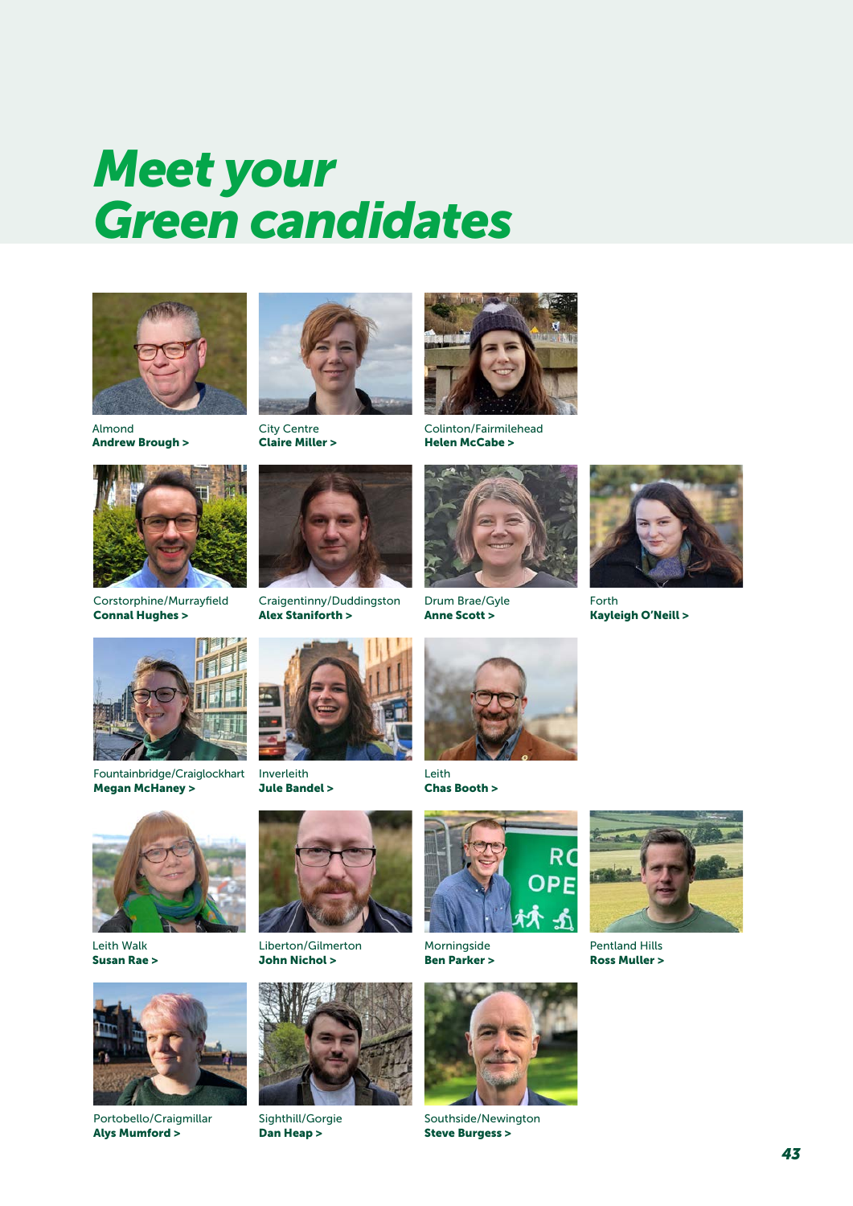# *Meet your Green candidates*

Almond
**Andrew Brough >**

City Centre
**Claire Miller >**

Colinton/Fairmilehead
**Helen McCabe >**

Corstorphine/Murrayfield
**Connal Hughes >**

Craigentinny/Duddingston
**Alex Staniforth >**

Drum Brae/Gyle
**Anne Scott >**

Forth
**Kayleigh O'Neill >**

Fountainbridge/Craiglockhart
**Megan McHaney >**

Inverleith
**Jule Bandel >**

Leith
**Chas Booth >**

Leith Walk
**Susan Rae >**

Liberton/Gilmerton
**John Nichol >**

Morningside
**Ben Parker >**

Pentland Hills
**Ross Muller >**

Portobello/Craigmillar
**Alys Mumford >**

Sighthill/Gorgie
**Dan Heap >**

Southside/Newington
**Steve Burgess >**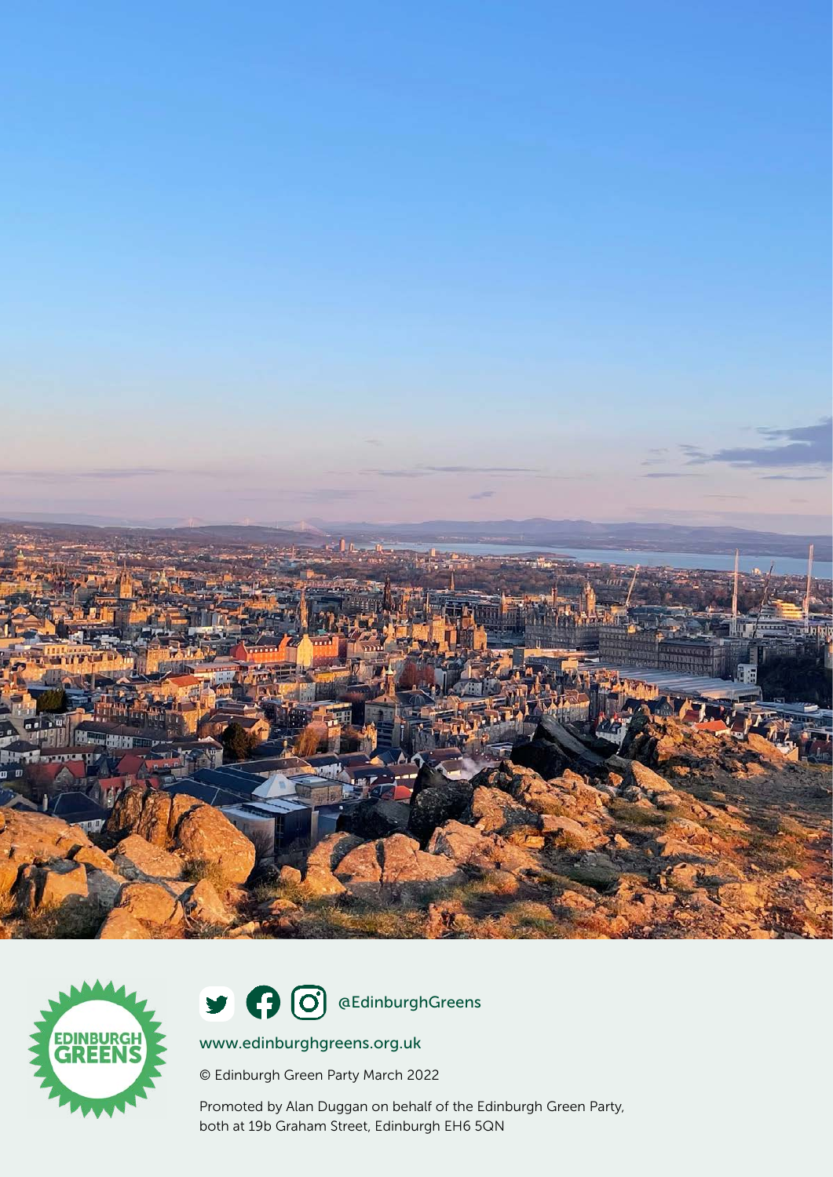@EdinburghGreens

www.edinburghgreens.org.uk

© Edinburgh Green Party March 2022

Promoted by Alan Duggan on behalf of the Edinburgh Green Party, both at 19b Graham Street, Edinburgh EH6 5QN